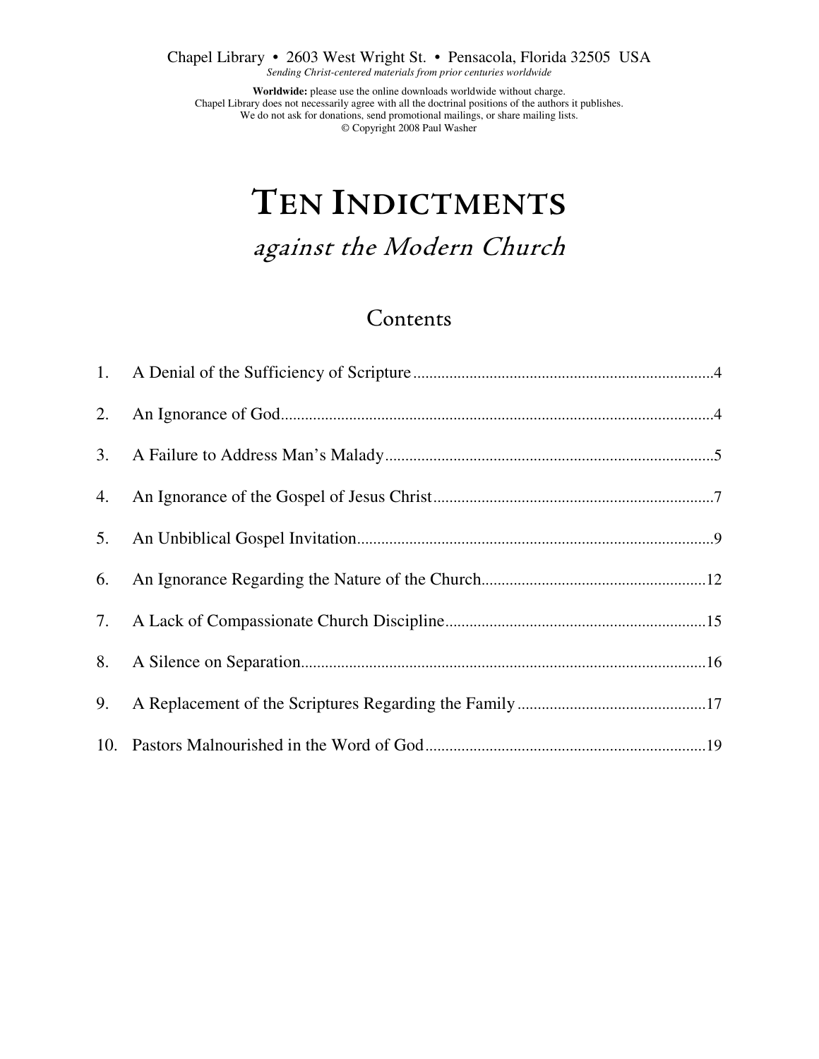Chapel Library • 2603 West Wright St. • Pensacola, Florida 32505 USA

*Sending Christ-centered materials from prior centuries worldwide*

**Worldwide:** please use the online downloads worldwide without charge.
Chapel Library does not necessarily agree with all the doctrinal positions of the authors it publishes.
We do not ask for donations, send promotional mailings, or share mailing lists.
© Copyright 2008 Paul Washer

# Ten Indictments

## *against the Modern Church*

### Contents

1. A Denial of the Sufficiency of Scripture .......... 4
2. An Ignorance of God .......... 4
3. A Failure to Address Man's Malady .......... 5
4. An Ignorance of the Gospel of Jesus Christ .......... 7
5. An Unbiblical Gospel Invitation .......... 9
6. An Ignorance Regarding the Nature of the Church .......... 12
7. A Lack of Compassionate Church Discipline .......... 15
8. A Silence on Separation .......... 16
9. A Replacement of the Scriptures Regarding the Family .......... 17
10. Pastors Malnourished in the Word of God .......... 19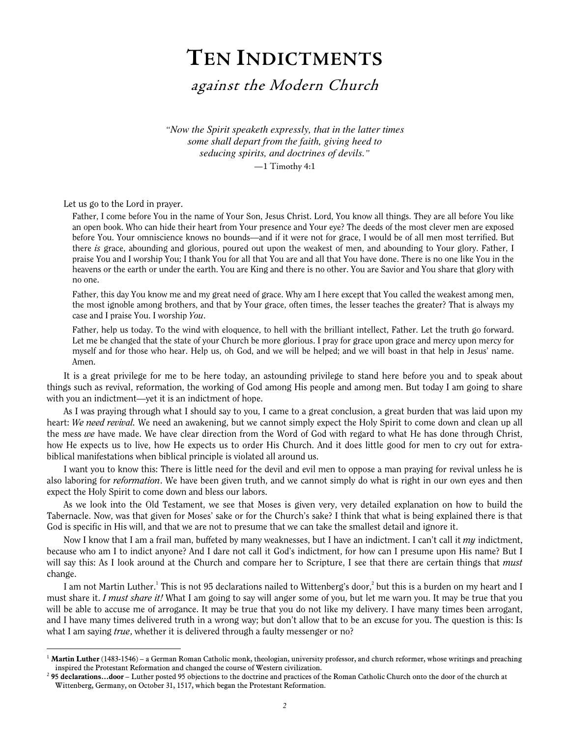# Ten Indictments

## *against the Modern Church*

*"Now the Spirit speaketh expressly, that in the latter times some shall depart from the faith, giving heed to seducing spirits, and doctrines of devils."*
—1 Timothy 4:1

Let us go to the Lord in prayer.

> Father, I come before You in the name of Your Son, Jesus Christ. Lord, You know all things. They are all before You like an open book. Who can hide their heart from Your presence and Your eye? The deeds of the most clever men are exposed before You. Your omniscience knows no bounds—and if it were not for grace, I would be of all men most terrified. But there *is* grace, abounding and glorious, poured out upon the weakest of men, and abounding to Your glory. Father, I praise You and I worship You; I thank You for all that You are and all that You have done. There is no one like You in the heavens or the earth or under the earth. You are King and there is no other. You are Savior and You share that glory with no one.
>
> Father, this day You know me and my great need of grace. Why am I here except that You called the weakest among men, the most ignoble among brothers, and that by Your grace, often times, the lesser teaches the greater? That is always my case and I praise You. I worship *You*.
>
> Father, help us today. To the wind with eloquence, to hell with the brilliant intellect, Father. Let the truth go forward. Let me be changed that the state of your Church be more glorious. I pray for grace upon grace and mercy upon mercy for myself and for those who hear. Help us, oh God, and we will be helped; and we will boast in that help in Jesus' name. Amen.

It is a great privilege for me to be here today, an astounding privilege to stand here before you and to speak about things such as revival, reformation, the working of God among His people and among men. But today I am going to share with you an indictment—yet it is an indictment of hope.

As I was praying through what I should say to you, I came to a great conclusion, a great burden that was laid upon my heart: *We need revival.* We need an awakening, but we cannot simply expect the Holy Spirit to come down and clean up all the mess *we* have made. We have clear direction from the Word of God with regard to what He has done through Christ, how He expects us to live, how He expects us to order His Church. And it does little good for men to cry out for extra-biblical manifestations when biblical principle is violated all around us.

I want you to know this: There is little need for the devil and evil men to oppose a man praying for revival unless he is also laboring for *reformation*. We have been given truth, and we cannot simply do what is right in our own eyes and then expect the Holy Spirit to come down and bless our labors.

As we look into the Old Testament, we see that Moses is given very, very detailed explanation on how to build the Tabernacle. Now, was that given for Moses' sake or for the Church's sake? I think that what is being explained there is that God is specific in His will, and that we are not to presume that we can take the smallest detail and ignore it.

Now I know that I am a frail man, buffeted by many weaknesses, but I have an indictment. I can't call it *my* indictment, because who am I to indict anyone? And I dare not call it God's indictment, for how can I presume upon His name? But I will say this: As I look around at the Church and compare her to Scripture, I see that there are certain things that *must* change.

I am not Martin Luther.[1] This is not 95 declarations nailed to Wittenberg's door,[2] but this is a burden on my heart and I must share it. *I must share it!* What I am going to say will anger some of you, but let me warn you. It may be true that you will be able to accuse me of arrogance. It may be true that you do not like my delivery. I have many times been arrogant, and I have many times delivered truth in a wrong way; but don't allow that to be an excuse for you. The question is this: Is what I am saying *true*, whether it is delivered through a faulty messenger or no?

---

[1] **Martin Luther** (1483-1546) – a German Roman Catholic monk, theologian, university professor, and church reformer, whose writings and preaching inspired the Protestant Reformation and changed the course of Western civilization.

[2] **95 declarations…door** – Luther posted 95 objections to the doctrine and practices of the Roman Catholic Church onto the door of the church at Wittenberg, Germany, on October 31, 1517, which began the Protestant Reformation.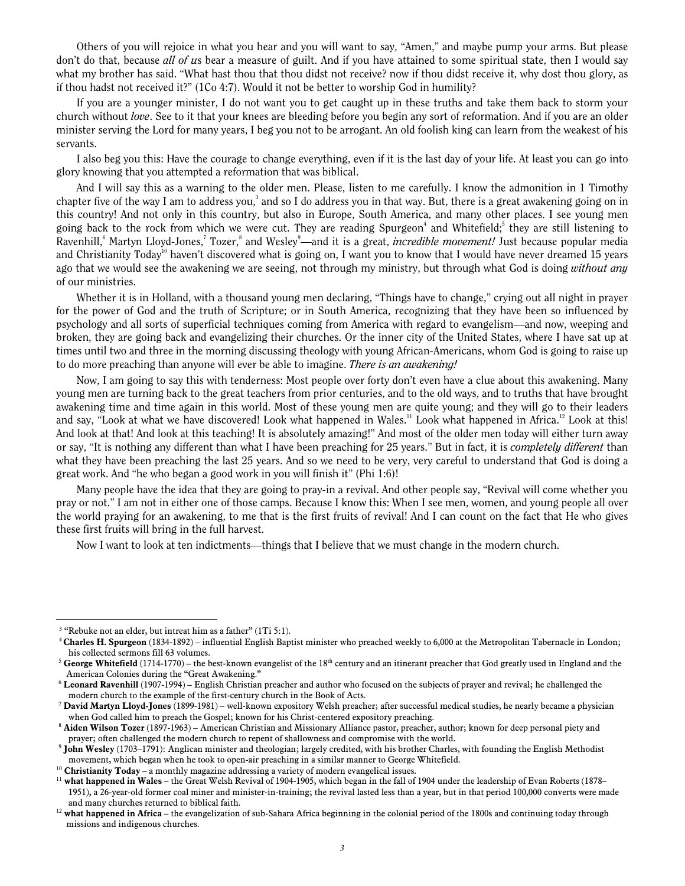Others of you will rejoice in what you hear and you will want to say, "Amen," and maybe pump your arms. But please don't do that, because *all of us* bear a measure of guilt. And if you have attained to some spiritual state, then I would say what my brother has said. "What hast thou that thou didst not receive? now if thou didst receive it, why dost thou glory, as if thou hadst not received it?" (1Co 4:7). Would it not be better to worship God in humility?

If you are a younger minister, I do not want you to get caught up in these truths and take them back to storm your church without *love*. See to it that your knees are bleeding before you begin any sort of reformation. And if you are an older minister serving the Lord for many years, I beg you not to be arrogant. An old foolish king can learn from the weakest of his servants.

I also beg you this: Have the courage to change everything, even if it is the last day of your life. At least you can go into glory knowing that you attempted a reformation that was biblical.

And I will say this as a warning to the older men. Please, listen to me carefully. I know the admonition in 1 Timothy chapter five of the way I am to address you,[3] and so I do address you in that way. But, there is a great awakening going on in this country! And not only in this country, but also in Europe, South America, and many other places. I see young men going back to the rock from which we were cut. They are reading Spurgeon[4] and Whitefield;[5] they are still listening to Ravenhill,[6] Martyn Lloyd-Jones,[7] Tozer,[8] and Wesley[9]—and it is a great, *incredible movement!* Just because popular media and Christianity Today[10] haven't discovered what is going on, I want you to know that I would have never dreamed 15 years ago that we would see the awakening we are seeing, not through my ministry, but through what God is doing *without any* of our ministries.

Whether it is in Holland, with a thousand young men declaring, "Things have to change," crying out all night in prayer for the power of God and the truth of Scripture; or in South America, recognizing that they have been so influenced by psychology and all sorts of superficial techniques coming from America with regard to evangelism—and now, weeping and broken, they are going back and evangelizing their churches. Or the inner city of the United States, where I have sat up at times until two and three in the morning discussing theology with young African-Americans, whom God is going to raise up to do more preaching than anyone will ever be able to imagine. *There is an awakening!*

Now, I am going to say this with tenderness: Most people over forty don't even have a clue about this awakening. Many young men are turning back to the great teachers from prior centuries, and to the old ways, and to truths that have brought awakening time and time again in this world. Most of these young men are quite young; and they will go to their leaders and say, "Look at what we have discovered! Look what happened in Wales.[11] Look what happened in Africa.[12] Look at this! And look at that! And look at this teaching! It is absolutely amazing!" And most of the older men today will either turn away or say, "It is nothing any different than what I have been preaching for 25 years." But in fact, it is *completely different* than what they have been preaching the last 25 years. And so we need to be very, very careful to understand that God is doing a great work. And "he who began a good work in you will finish it" (Phi 1:6)!

Many people have the idea that they are going to pray-in a revival. And other people say, "Revival will come whether you pray or not." I am not in either one of those camps. Because I know this: When I see men, women, and young people all over the world praying for an awakening, to me that is the first fruits of revival! And I can count on the fact that He who gives these first fruits will bring in the full harvest.

Now I want to look at ten indictments—things that I believe that we must change in the modern church.

---

[3] "Rebuke not an elder, but intreat him as a father" (1Ti 5:1).

[4] **Charles H. Spurgeon** (1834-1892) – influential English Baptist minister who preached weekly to 6,000 at the Metropolitan Tabernacle in London; his collected sermons fill 63 volumes.

[5] **George Whitefield** (1714-1770) – the best-known evangelist of the 18th century and an itinerant preacher that God greatly used in England and the American Colonies during the "Great Awakening."

[6] **Leonard Ravenhill** (1907-1994) – English Christian preacher and author who focused on the subjects of prayer and revival; he challenged the modern church to the example of the first-century church in the Book of Acts.

[7] **David Martyn Lloyd-Jones** (1899-1981) – well-known expository Welsh preacher; after successful medical studies, he nearly became a physician when God called him to preach the Gospel; known for his Christ-centered expository preaching.

[8] **Aiden Wilson Tozer** (1897-1963) – American Christian and Missionary Alliance pastor, preacher, author; known for deep personal piety and prayer; often challenged the modern church to repent of shallowness and compromise with the world.

[9] **John Wesley** (1703–1791): Anglican minister and theologian; largely credited, with his brother Charles, with founding the English Methodist movement, which began when he took to open-air preaching in a similar manner to George Whitefield.

[10] **Christianity Today** – a monthly magazine addressing a variety of modern evangelical issues.

[11] **what happened in Wales** – the Great Welsh Revival of 1904-1905, which began in the fall of 1904 under the leadership of Evan Roberts (1878–1951), a 26-year-old former coal miner and minister-in-training; the revival lasted less than a year, but in that period 100,000 converts were made and many churches returned to biblical faith.

[12] **what happened in Africa** – the evangelization of sub-Sahara Africa beginning in the colonial period of the 1800s and continuing today through missions and indigenous churches.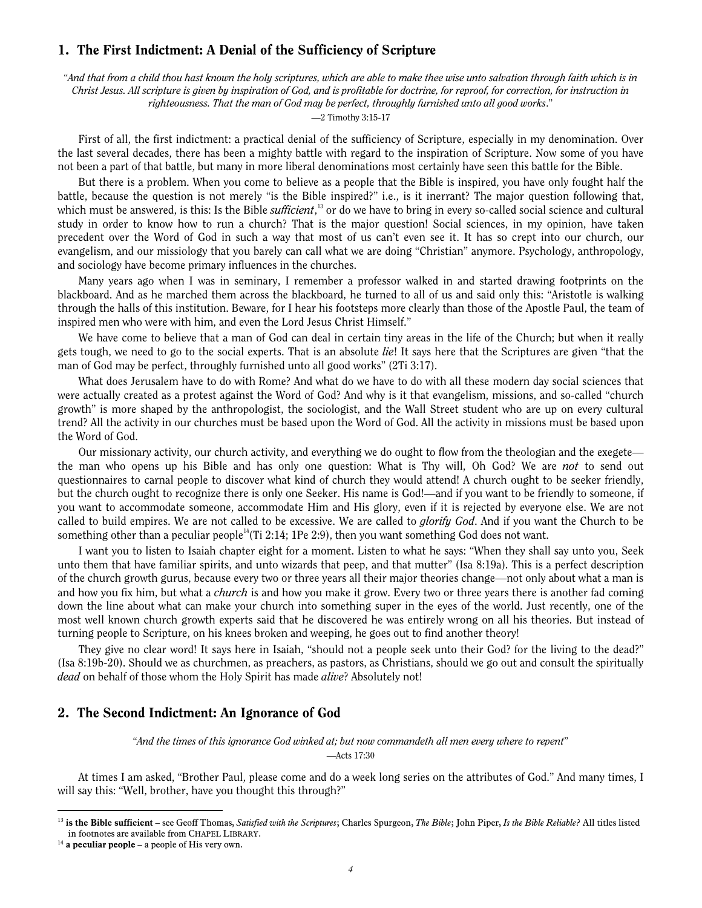## 1. The First Indictment: A Denial of the Sufficiency of Scripture

*"And that from a child thou hast known the holy scriptures, which are able to make thee wise unto salvation through faith which is in Christ Jesus. All scripture is given by inspiration of God, and is profitable for doctrine, for reproof, for correction, for instruction in righteousness. That the man of God may be perfect, throughly furnished unto all good works."*

—2 Timothy 3:15-17

First of all, the first indictment: a practical denial of the sufficiency of Scripture, especially in my denomination. Over the last several decades, there has been a mighty battle with regard to the inspiration of Scripture. Now some of you have not been a part of that battle, but many in more liberal denominations most certainly have seen this battle for the Bible.

But there is a problem. When you come to believe as a people that the Bible is inspired, you have only fought half the battle, because the question is not merely "is the Bible inspired?" i.e., is it inerrant? The major question following that, which must be answered, is this: Is the Bible ***sufficient***,[13] or do we have to bring in every so-called social science and cultural study in order to know how to run a church? That is the major question! Social sciences, in my opinion, have taken precedent over the Word of God in such a way that most of us can't even see it. It has so crept into our church, our evangelism, and our missiology that you barely can call what we are doing "Christian" anymore. Psychology, anthropology, and sociology have become primary influences in the churches.

Many years ago when I was in seminary, I remember a professor walked in and started drawing footprints on the blackboard. And as he marched them across the blackboard, he turned to all of us and said only this: "Aristotle is walking through the halls of this institution. Beware, for I hear his footsteps more clearly than those of the Apostle Paul, the team of inspired men who were with him, and even the Lord Jesus Christ Himself."

We have come to believe that a man of God can deal in certain tiny areas in the life of the Church; but when it really gets tough, we need to go to the social experts. That is an absolute *lie*! It says here that the Scriptures are given "that the man of God may be perfect, throughly furnished unto all good works" (2Ti 3:17).

What does Jerusalem have to do with Rome? And what do we have to do with all these modern day social sciences that were actually created as a protest against the Word of God? And why is it that evangelism, missions, and so-called "church growth" is more shaped by the anthropologist, the sociologist, and the Wall Street student who are up on every cultural trend? All the activity in our churches must be based upon the Word of God. All the activity in missions must be based upon the Word of God.

Our missionary activity, our church activity, and everything we do ought to flow from the theologian and the exegete—the man who opens up his Bible and has only one question: What is Thy will, Oh God? We are *not* to send out questionnaires to carnal people to discover what kind of church they would attend! A church ought to be seeker friendly, but the church ought to recognize there is only one Seeker. His name is God!—and if you want to be friendly to someone, if you want to accommodate someone, accommodate Him and His glory, even if it is rejected by everyone else. We are not called to build empires. We are not called to be excessive. We are called to *glorify God*. And if you want the Church to be something other than a peculiar people[14](Ti 2:14; 1Pe 2:9), then you want something God does not want.

I want you to listen to Isaiah chapter eight for a moment. Listen to what he says: "When they shall say unto you, Seek unto them that have familiar spirits, and unto wizards that peep, and that mutter" (Isa 8:19a). This is a perfect description of the church growth gurus, because every two or three years all their major theories change—not only about what a man is and how you fix him, but what a *church* is and how you make it grow. Every two or three years there is another fad coming down the line about what can make your church into something super in the eyes of the world. Just recently, one of the most well known church growth experts said that he discovered he was entirely wrong on all his theories. But instead of turning people to Scripture, on his knees broken and weeping, he goes out to find another theory!

They give no clear word! It says here in Isaiah, "should not a people seek unto their God? for the living to the dead?" (Isa 8:19b-20). Should we as churchmen, as preachers, as pastors, as Christians, should we go out and consult the spiritually *dead* on behalf of those whom the Holy Spirit has made *alive*? Absolutely not!

## 2. The Second Indictment: An Ignorance of God

*"And the times of this ignorance God winked at; but now commandeth all men every where to repent"*

—Acts 17:30

At times I am asked, "Brother Paul, please come and do a week long series on the attributes of God." And many times, I will say this: "Well, brother, have you thought this through?"

---

[13] **is the Bible sufficient** – see Geoff Thomas, *Satisfied with the Scriptures*; Charles Spurgeon, *The Bible*; John Piper, *Is the Bible Reliable?* All titles listed in footnotes are available from CHAPEL LIBRARY.

[14] **a peculiar people** – a people of His very own.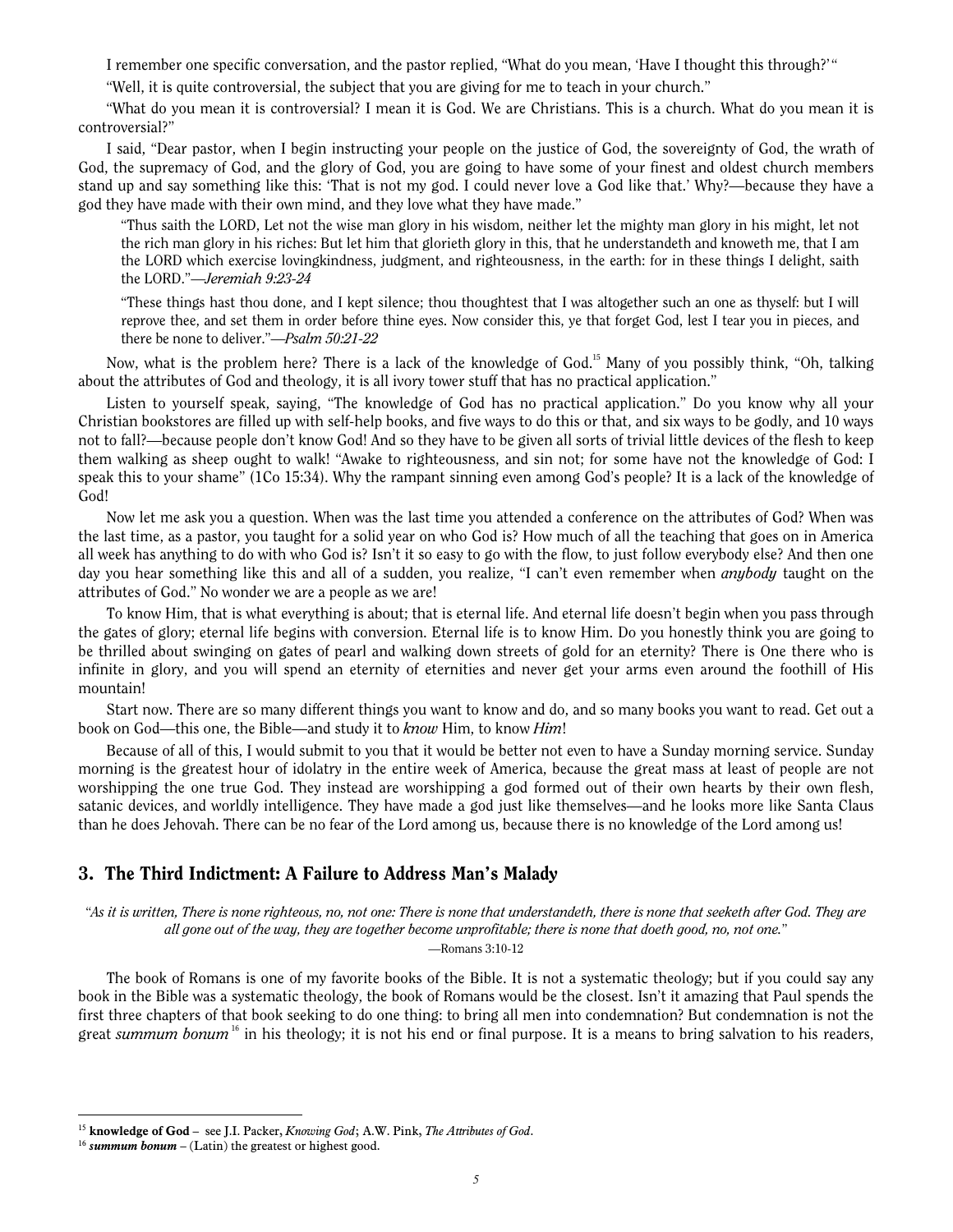I remember one specific conversation, and the pastor replied, "What do you mean, 'Have I thought this through?'"

"Well, it is quite controversial, the subject that you are giving for me to teach in your church."

"What do you mean it is controversial? I mean it is God. We are Christians. This is a church. What do you mean it is controversial?"

I said, "Dear pastor, when I begin instructing your people on the justice of God, the sovereignty of God, the wrath of God, the supremacy of God, and the glory of God, you are going to have some of your finest and oldest church members stand up and say something like this: 'That is not my god. I could never love a God like that.' Why?—because they have a god they have made with their own mind, and they love what they have made."

> "Thus saith the LORD, Let not the wise man glory in his wisdom, neither let the mighty man glory in his might, let not the rich man glory in his riches: But let him that glorieth glory in this, that he understandeth and knoweth me, that I am the LORD which exercise lovingkindness, judgment, and righteousness, in the earth: for in these things I delight, saith the LORD."—*Jeremiah 9:23-24*

> "These things hast thou done, and I kept silence; thou thoughtest that I was altogether such an one as thyself: but I will reprove thee, and set them in order before thine eyes. Now consider this, ye that forget God, lest I tear you in pieces, and there be none to deliver."—*Psalm 50:21-22*

Now, what is the problem here? There is a lack of the knowledge of God.[15] Many of you possibly think, "Oh, talking about the attributes of God and theology, it is all ivory tower stuff that has no practical application."

Listen to yourself speak, saying, "The knowledge of God has no practical application." Do you know why all your Christian bookstores are filled up with self-help books, and five ways to do this or that, and six ways to be godly, and 10 ways not to fall?—because people don't know God! And so they have to be given all sorts of trivial little devices of the flesh to keep them walking as sheep ought to walk! "Awake to righteousness, and sin not; for some have not the knowledge of God: I speak this to your shame" (1Co 15:34). Why the rampant sinning even among God's people? It is a lack of the knowledge of God!

Now let me ask you a question. When was the last time you attended a conference on the attributes of God? When was the last time, as a pastor, you taught for a solid year on who God is? How much of all the teaching that goes on in America all week has anything to do with who God is? Isn't it so easy to go with the flow, to just follow everybody else? And then one day you hear something like this and all of a sudden, you realize, "I can't even remember when *anybody* taught on the attributes of God." No wonder we are a people as we are!

To know Him, that is what everything is about; that is eternal life. And eternal life doesn't begin when you pass through the gates of glory; eternal life begins with conversion. Eternal life is to know Him. Do you honestly think you are going to be thrilled about swinging on gates of pearl and walking down streets of gold for an eternity? There is One there who is infinite in glory, and you will spend an eternity of eternities and never get your arms even around the foothill of His mountain!

Start now. There are so many different things you want to know and do, and so many books you want to read. Get out a book on God—this one, the Bible—and study it to *know* Him, to know *Him*!

Because of all of this, I would submit to you that it would be better not even to have a Sunday morning service. Sunday morning is the greatest hour of idolatry in the entire week of America, because the great mass at least of people are not worshipping the one true God. They instead are worshipping a god formed out of their own hearts by their own flesh, satanic devices, and worldly intelligence. They have made a god just like themselves—and he looks more like Santa Claus than he does Jehovah. There can be no fear of the Lord among us, because there is no knowledge of the Lord among us!

## 3. The Third Indictment: A Failure to Address Man's Malady

*"As it is written, There is none righteous, no, not one: There is none that understandeth, there is none that seeketh after God. They are all gone out of the way, they are together become unprofitable; there is none that doeth good, no, not one."*

—Romans 3:10-12

The book of Romans is one of my favorite books of the Bible. It is not a systematic theology; but if you could say any book in the Bible was a systematic theology, the book of Romans would be the closest. Isn't it amazing that Paul spends the first three chapters of that book seeking to do one thing: to bring all men into condemnation? But condemnation is not the great *summum bonum*[16] in his theology; it is not his end or final purpose. It is a means to bring salvation to his readers,

---

[15] **knowledge of God** – see J.I. Packer, *Knowing God*; A.W. Pink, *The Attributes of God*.

[16] ***summum bonum*** – (Latin) the greatest or highest good.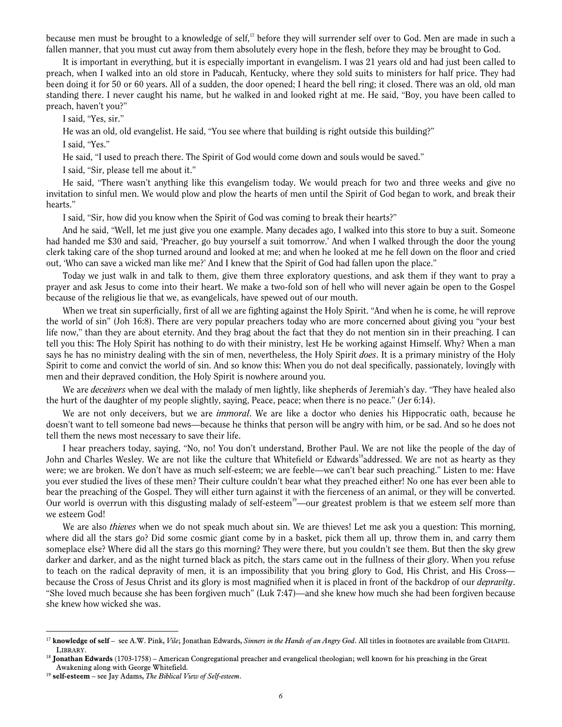because men must be brought to a knowledge of self,[17] before they will surrender self over to God. Men are made in such a fallen manner, that you must cut away from them absolutely every hope in the flesh, before they may be brought to God.

It is important in everything, but it is especially important in evangelism. I was 21 years old and had just been called to preach, when I walked into an old store in Paducah, Kentucky, where they sold suits to ministers for half price. They had been doing it for 50 or 60 years. All of a sudden, the door opened; I heard the bell ring; it closed. There was an old, old man standing there. I never caught his name, but he walked in and looked right at me. He said, "Boy, you have been called to preach, haven't you?"

I said, "Yes, sir."

He was an old, old evangelist. He said, "You see where that building is right outside this building?"

I said, "Yes."

He said, "I used to preach there. The Spirit of God would come down and souls would be saved."

I said, "Sir, please tell me about it."

He said, "There wasn't anything like this evangelism today. We would preach for two and three weeks and give no invitation to sinful men. We would plow and plow the hearts of men until the Spirit of God began to work, and break their hearts."

I said, "Sir, how did you know when the Spirit of God was coming to break their hearts?"

And he said, "Well, let me just give you one example. Many decades ago, I walked into this store to buy a suit. Someone had handed me $30 and said, 'Preacher, go buy yourself a suit tomorrow.' And when I walked through the door the young clerk taking care of the shop turned around and looked at me; and when he looked at me he fell down on the floor and cried out, 'Who can save a wicked man like me?' And I knew that the Spirit of God had fallen upon the place."

Today we just walk in and talk to them, give them three exploratory questions, and ask them if they want to pray a prayer and ask Jesus to come into their heart. We make a two-fold son of hell who will never again be open to the Gospel because of the religious lie that we, as evangelicals, have spewed out of our mouth.

When we treat sin superficially, first of all we are fighting against the Holy Spirit. "And when he is come, he will reprove the world of sin" (Joh 16:8). There are very popular preachers today who are more concerned about giving you "your best life now," than they are about eternity. And they brag about the fact that they do not mention sin in their preaching. I can tell you this: The Holy Spirit has nothing to do with their ministry, lest He be working against Himself. Why? When a man says he has no ministry dealing with the sin of men, nevertheless, the Holy Spirit *does*. It is a primary ministry of the Holy Spirit to come and convict the world of sin. And so know this: When you do not deal specifically, passionately, lovingly with men and their depraved condition, the Holy Spirit is nowhere around you.

We are *deceivers* when we deal with the malady of men lightly, like shepherds of Jeremiah's day. "They have healed also the hurt of the daughter of my people slightly, saying, Peace, peace; when there is no peace." (Jer 6:14).

We are not only deceivers, but we are *immoral*. We are like a doctor who denies his Hippocratic oath, because he doesn't want to tell someone bad news—because he thinks that person will be angry with him, or be sad. And so he does not tell them the news most necessary to save their life.

I hear preachers today, saying, "No, no! You don't understand, Brother Paul. We are not like the people of the day of John and Charles Wesley. We are not like the culture that Whitefield or Edwards[18] addressed. We are not as hearty as they were; we are broken. We don't have as much self-esteem; we are feeble—we can't bear such preaching." Listen to me: Have you ever studied the lives of these men? Their culture couldn't bear what they preached either! No one has ever been able to bear the preaching of the Gospel. They will either turn against it with the fierceness of an animal, or they will be converted. Our world is overrun with this disgusting malady of self-esteem[19]—our greatest problem is that we esteem self more than we esteem God!

We are also *thieves* when we do not speak much about sin. We are thieves! Let me ask you a question: This morning, where did all the stars go? Did some cosmic giant come by in a basket, pick them all up, throw them in, and carry them someplace else? Where did all the stars go this morning? They were there, but you couldn't see them. But then the sky grew darker and darker, and as the night turned black as pitch, the stars came out in the fullness of their glory. When you refuse to teach on the radical depravity of men, it is an impossibility that you bring glory to God, His Christ, and His Cross—because the Cross of Jesus Christ and its glory is most magnified when it is placed in front of the backdrop of our *depravity*. "She loved much because she has been forgiven much" (Luk 7:47)—and she knew how much she had been forgiven because she knew how wicked she was.

---

[17] **knowledge of self** – see A.W. Pink, *Vile*; Jonathan Edwards, *Sinners in the Hands of an Angry God*. All titles in footnotes are available from CHAPEL LIBRARY.

[18] **Jonathan Edwards** (1703-1758) – American Congregational preacher and evangelical theologian; well known for his preaching in the Great Awakening along with George Whitefield.

[19] **self-esteem** – see Jay Adams, *The Biblical View of Self-esteem*.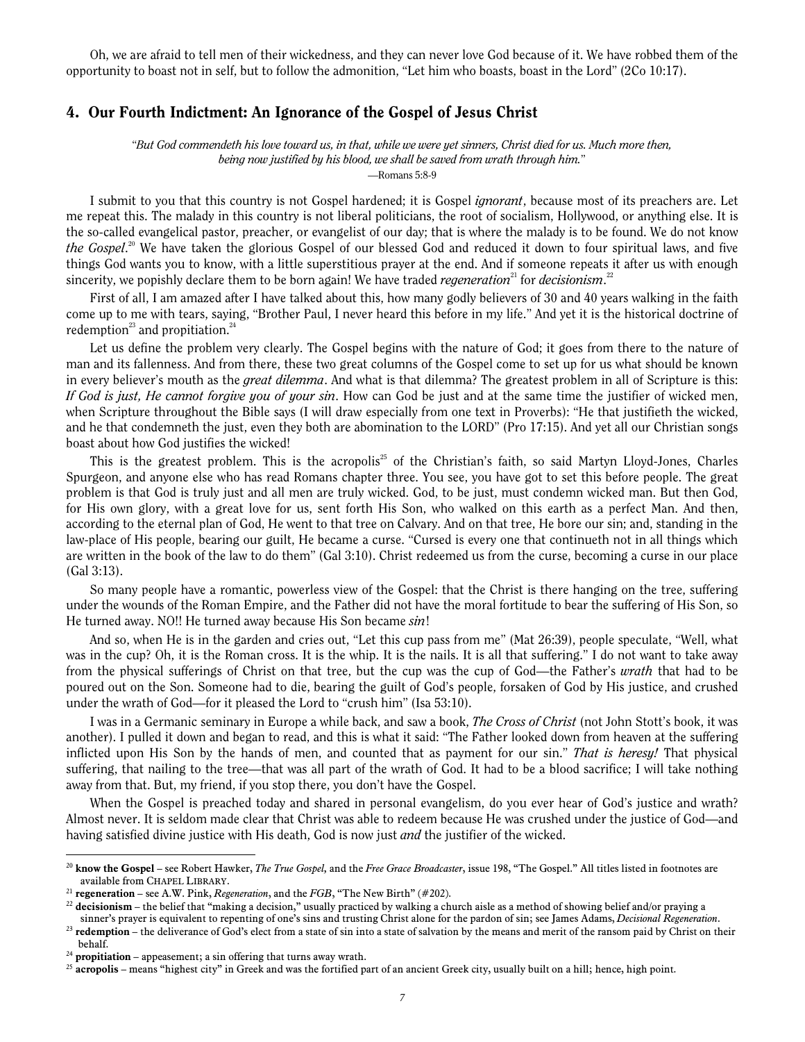Oh, we are afraid to tell men of their wickedness, and they can never love God because of it. We have robbed them of the opportunity to boast not in self, but to follow the admonition, "Let him who boasts, boast in the Lord" (2Co 10:17).

## 4. Our Fourth Indictment: An Ignorance of the Gospel of Jesus Christ

*"But God commendeth his love toward us, in that, while we were yet sinners, Christ died for us. Much more then, being now justified by his blood, we shall be saved from wrath through him."*
—Romans 5:8-9

I submit to you that this country is not Gospel hardened; it is Gospel *ignorant*, because most of its preachers are. Let me repeat this. The malady in this country is not liberal politicians, the root of socialism, Hollywood, or anything else. It is the so-called evangelical pastor, preacher, or evangelist of our day; that is where the malady is to be found. We do not know *the Gospel*.[20] We have taken the glorious Gospel of our blessed God and reduced it down to four spiritual laws, and five things God wants you to know, with a little superstitious prayer at the end. And if someone repeats it after us with enough sincerity, we popishly declare them to be born again! We have traded *regeneration*[21] for *decisionism*.[22]

First of all, I am amazed after I have talked about this, how many godly believers of 30 and 40 years walking in the faith come up to me with tears, saying, "Brother Paul, I never heard this before in my life." And yet it is the historical doctrine of redemption[23] and propitiation.[24]

Let us define the problem very clearly. The Gospel begins with the nature of God; it goes from there to the nature of man and its fallenness. And from there, these two great columns of the Gospel come to set up for us what should be known in every believer's mouth as the *great dilemma*. And what is that dilemma? The greatest problem in all of Scripture is this: *If God is just, He cannot forgive you of your sin*. How can God be just and at the same time the justifier of wicked men, when Scripture throughout the Bible says (I will draw especially from one text in Proverbs): "He that justifieth the wicked, and he that condemneth the just, even they both are abomination to the LORD" (Pro 17:15). And yet all our Christian songs boast about how God justifies the wicked!

This is the greatest problem. This is the acropolis[25] of the Christian's faith, so said Martyn Lloyd-Jones, Charles Spurgeon, and anyone else who has read Romans chapter three. You see, you have got to set this before people. The great problem is that God is truly just and all men are truly wicked. God, to be just, must condemn wicked man. But then God, for His own glory, with a great love for us, sent forth His Son, who walked on this earth as a perfect Man. And then, according to the eternal plan of God, He went to that tree on Calvary. And on that tree, He bore our sin; and, standing in the law-place of His people, bearing our guilt, He became a curse. "Cursed is every one that continueth not in all things which are written in the book of the law to do them" (Gal 3:10). Christ redeemed us from the curse, becoming a curse in our place (Gal 3:13).

So many people have a romantic, powerless view of the Gospel: that the Christ is there hanging on the tree, suffering under the wounds of the Roman Empire, and the Father did not have the moral fortitude to bear the suffering of His Son, so He turned away. NO!! He turned away because His Son became *sin*!

And so, when He is in the garden and cries out, "Let this cup pass from me" (Mat 26:39), people speculate, "Well, what was in the cup? Oh, it is the Roman cross. It is the whip. It is the nails. It is all that suffering." I do not want to take away from the physical sufferings of Christ on that tree, but the cup was the cup of God—the Father's *wrath* that had to be poured out on the Son. Someone had to die, bearing the guilt of God's people, forsaken of God by His justice, and crushed under the wrath of God—for it pleased the Lord to "crush him" (Isa 53:10).

I was in a Germanic seminary in Europe a while back, and saw a book, *The Cross of Christ* (not John Stott's book, it was another). I pulled it down and began to read, and this is what it said: "The Father looked down from heaven at the suffering inflicted upon His Son by the hands of men, and counted that as payment for our sin." *That is heresy!* That physical suffering, that nailing to the tree—that was all part of the wrath of God. It had to be a blood sacrifice; I will take nothing away from that. But, my friend, if you stop there, you don't have the Gospel.

When the Gospel is preached today and shared in personal evangelism, do you ever hear of God's justice and wrath? Almost never. It is seldom made clear that Christ was able to redeem because He was crushed under the justice of God—and having satisfied divine justice with His death, God is now just *and* the justifier of the wicked.

---

[20] **know the Gospel** – see Robert Hawker, *The True Gospel*, and the *Free Grace Broadcaster*, issue 198, "The Gospel." All titles listed in footnotes are available from CHAPEL LIBRARY.

[21] **regeneration** – see A.W. Pink, *Regeneration*, and the *FGB*, "The New Birth" (#202).

[22] **decisionism** – the belief that "making a decision," usually practiced by walking a church aisle as a method of showing belief and/or praying a sinner's prayer is equivalent to repenting of one's sins and trusting Christ alone for the pardon of sin; see James Adams, *Decisional Regeneration*.

[23] **redemption** – the deliverance of God's elect from a state of sin into a state of salvation by the means and merit of the ransom paid by Christ on their behalf.

[24] **propitiation** – appeasement; a sin offering that turns away wrath.

[25] **acropolis** – means "highest city" in Greek and was the fortified part of an ancient Greek city, usually built on a hill; hence, high point.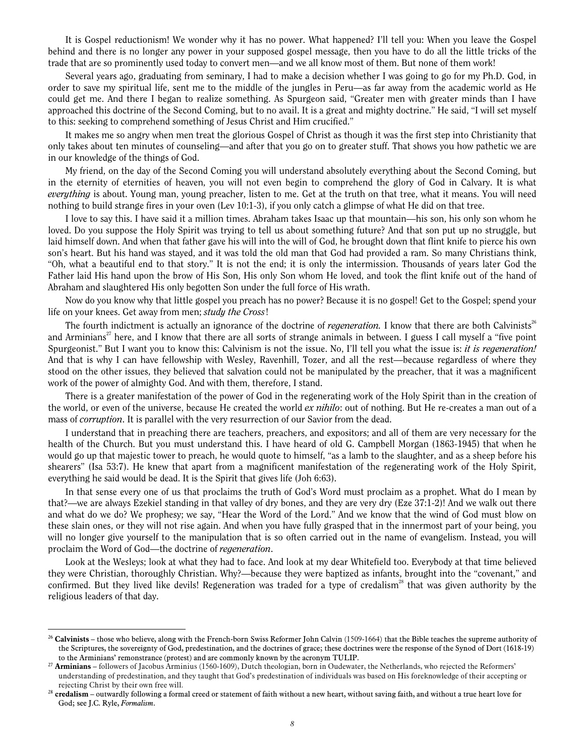It is Gospel reductionism! We wonder why it has no power. What happened? I'll tell you: When you leave the Gospel behind and there is no longer any power in your supposed gospel message, then you have to do all the little tricks of the trade that are so prominently used today to convert men—and we all know most of them. But none of them work!

Several years ago, graduating from seminary, I had to make a decision whether I was going to go for my Ph.D. God, in order to save my spiritual life, sent me to the middle of the jungles in Peru—as far away from the academic world as He could get me. And there I began to realize something. As Spurgeon said, "Greater men with greater minds than I have approached this doctrine of the Second Coming, but to no avail. It is a great and mighty doctrine." He said, "I will set myself to this: seeking to comprehend something of Jesus Christ and Him crucified."

It makes me so angry when men treat the glorious Gospel of Christ as though it was the first step into Christianity that only takes about ten minutes of counseling—and after that you go on to greater stuff. That shows you how pathetic we are in our knowledge of the things of God.

My friend, on the day of the Second Coming you will understand absolutely everything about the Second Coming, but in the eternity of eternities of heaven, you will not even begin to comprehend the glory of God in Calvary. It is what *everything* is about. Young man, young preacher, listen to me. Get at the truth on that tree, what it means. You will need nothing to build strange fires in your oven (Lev 10:1-3), if you only catch a glimpse of what He did on that tree.

I love to say this. I have said it a million times. Abraham takes Isaac up that mountain—his son, his only son whom he loved. Do you suppose the Holy Spirit was trying to tell us about something future? And that son put up no struggle, but laid himself down. And when that father gave his will into the will of God, he brought down that flint knife to pierce his own son's heart. But his hand was stayed, and it was told the old man that God had provided a ram. So many Christians think, "Oh, what a beautiful end to that story." It is not the end; it is only the intermission. Thousands of years later God the Father laid His hand upon the brow of His Son, His only Son whom He loved, and took the flint knife out of the hand of Abraham and slaughtered His only begotten Son under the full force of His wrath.

Now do you know why that little gospel you preach has no power? Because it is no gospel! Get to the Gospel; spend your life on your knees. Get away from men; *study the Cross*!

The fourth indictment is actually an ignorance of the doctrine of *regeneration*. I know that there are both Calvinists[26] and Arminians[27] here, and I know that there are all sorts of strange animals in between. I guess I call myself a "five point Spurgeonist." But I want you to know this: Calvinism is not the issue. No, I'll tell you what the issue is: *it is regeneration!* And that is why I can have fellowship with Wesley, Ravenhill, Tozer, and all the rest—because regardless of where they stood on the other issues, they believed that salvation could not be manipulated by the preacher, that it was a magnificent work of the power of almighty God. And with them, therefore, I stand.

There is a greater manifestation of the power of God in the regenerating work of the Holy Spirit than in the creation of the world, or even of the universe, because He created the world *ex nihilo*: out of nothing. But He re-creates a man out of a mass of *corruption*. It is parallel with the very resurrection of our Savior from the dead.

I understand that in preaching there are teachers, preachers, and expositors; and all of them are very necessary for the health of the Church. But you must understand this. I have heard of old G. Campbell Morgan (1863-1945) that when he would go up that majestic tower to preach, he would quote to himself, "as a lamb to the slaughter, and as a sheep before his shearers" (Isa 53:7). He knew that apart from a magnificent manifestation of the regenerating work of the Holy Spirit, everything he said would be dead. It is the Spirit that gives life (Joh 6:63).

In that sense every one of us that proclaims the truth of God's Word must proclaim as a prophet. What do I mean by that?—we are always Ezekiel standing in that valley of dry bones, and they are very dry (Eze 37:1-2)! And we walk out there and what do we do? We prophesy; we say, "Hear the Word of the Lord." And we know that the wind of God must blow on these slain ones, or they will not rise again. And when you have fully grasped that in the innermost part of your being, you will no longer give yourself to the manipulation that is so often carried out in the name of evangelism. Instead, you will proclaim the Word of God—the doctrine of *regeneration*.

Look at the Wesleys; look at what they had to face. And look at my dear Whitefield too. Everybody at that time believed they were Christian, thoroughly Christian. Why?—because they were baptized as infants, brought into the "covenant," and confirmed. But they lived like devils! Regeneration was traded for a type of credalism[28] that was given authority by the religious leaders of that day.

---

[26] **Calvinists** – those who believe, along with the French-born Swiss Reformer John Calvin (1509-1664) that the Bible teaches the supreme authority of the Scriptures, the sovereignty of God, predestination, and the doctrines of grace; these doctrines were the response of the Synod of Dort (1618-19) to the Arminians' remonstrance (protest) and are commonly known by the acronym TULIP.

[27] **Arminians** – followers of Jacobus Arminius (1560-1609), Dutch theologian, born in Oudewater, the Netherlands, who rejected the Reformers' understanding of predestination, and they taught that God's predestination of individuals was based on His foreknowledge of their accepting or rejecting Christ by their own free will.

[28] **credalism** – outwardly following a formal creed or statement of faith without a new heart, without saving faith, and without a true heart love for God; see J.C. Ryle, *Formalism*.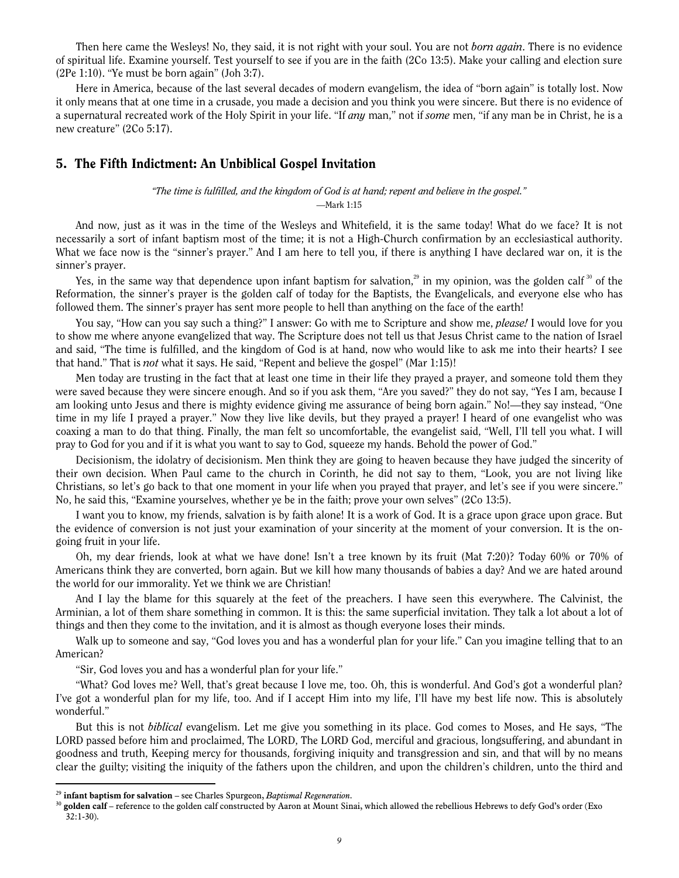Then here came the Wesleys! No, they said, it is not right with your soul. You are not *born again*. There is no evidence of spiritual life. Examine yourself. Test yourself to see if you are in the faith (2Co 13:5). Make your calling and election sure (2Pe 1:10). "Ye must be born again" (Joh 3:7).

Here in America, because of the last several decades of modern evangelism, the idea of "born again" is totally lost. Now it only means that at one time in a crusade, you made a decision and you think you were sincere. But there is no evidence of a supernatural recreated work of the Holy Spirit in your life. "If *any* man," not if *some* men, "if any man be in Christ, he is a new creature" (2Co 5:17).

## 5. The Fifth Indictment: An Unbiblical Gospel Invitation

*"The time is fulfilled, and the kingdom of God is at hand; repent and believe in the gospel."*
—Mark 1:15

And now, just as it was in the time of the Wesleys and Whitefield, it is the same today! What do we face? It is not necessarily a sort of infant baptism most of the time; it is not a High-Church confirmation by an ecclesiastical authority. What we face now is the "sinner's prayer." And I am here to tell you, if there is anything I have declared war on, it is the sinner's prayer.

Yes, in the same way that dependence upon infant baptism for salvation,[29] in my opinion, was the golden calf [30] of the Reformation, the sinner's prayer is the golden calf of today for the Baptists, the Evangelicals, and everyone else who has followed them. The sinner's prayer has sent more people to hell than anything on the face of the earth!

You say, "How can you say such a thing?" I answer: Go with me to Scripture and show me, ***please!*** I would love for you to show me where anyone evangelized that way. The Scripture does not tell us that Jesus Christ came to the nation of Israel and said, "The time is fulfilled, and the kingdom of God is at hand, now who would like to ask me into their hearts? I see that hand." That is *not* what it says. He said, "Repent and believe the gospel" (Mar 1:15)!

Men today are trusting in the fact that at least one time in their life they prayed a prayer, and someone told them they were saved because they were sincere enough. And so if you ask them, "Are you saved?" they do not say, "Yes I am, because I am looking unto Jesus and there is mighty evidence giving me assurance of being born again." No!—they say instead, "One time in my life I prayed a prayer." Now they live like devils, but they prayed a prayer! I heard of one evangelist who was coaxing a man to do that thing. Finally, the man felt so uncomfortable, the evangelist said, "Well, I'll tell you what. I will pray to God for you and if it is what you want to say to God, squeeze my hands. Behold the power of God."

Decisionism, the idolatry of decisionism. Men think they are going to heaven because they have judged the sincerity of their own decision. When Paul came to the church in Corinth, he did not say to them, "Look, you are not living like Christians, so let's go back to that one moment in your life when you prayed that prayer, and let's see if you were sincere." No, he said this, "Examine yourselves, whether ye be in the faith; prove your own selves" (2Co 13:5).

I want you to know, my friends, salvation is by faith alone! It is a work of God. It is a grace upon grace upon grace. But the evidence of conversion is not just your examination of your sincerity at the moment of your conversion. It is the on-going fruit in your life.

Oh, my dear friends, look at what we have done! Isn't a tree known by its fruit (Mat 7:20)? Today 60% or 70% of Americans think they are converted, born again. But we kill how many thousands of babies a day? And we are hated around the world for our immorality. Yet we think we are Christian!

And I lay the blame for this squarely at the feet of the preachers. I have seen this everywhere. The Calvinist, the Arminian, a lot of them share something in common. It is this: the same superficial invitation. They talk a lot about a lot of things and then they come to the invitation, and it is almost as though everyone loses their minds.

Walk up to someone and say, "God loves you and has a wonderful plan for your life." Can you imagine telling that to an American?

"Sir, God loves you and has a wonderful plan for your life."

"What? God loves me? Well, that's great because I love me, too. Oh, this is wonderful. And God's got a wonderful plan? I've got a wonderful plan for my life, too. And if I accept Him into my life, I'll have my best life now. This is absolutely wonderful."

But this is not *biblical* evangelism. Let me give you something in its place. God comes to Moses, and He says, "The LORD passed before him and proclaimed, The LORD, The LORD God, merciful and gracious, longsuffering, and abundant in goodness and truth, Keeping mercy for thousands, forgiving iniquity and transgression and sin, and that will by no means clear the guilty; visiting the iniquity of the fathers upon the children, and upon the children's children, unto the third and

---

[29] **infant baptism for salvation** – see Charles Spurgeon, *Baptismal Regeneration*.

[30] **golden calf** – reference to the golden calf constructed by Aaron at Mount Sinai, which allowed the rebellious Hebrews to defy God's order (Exo 32:1-30).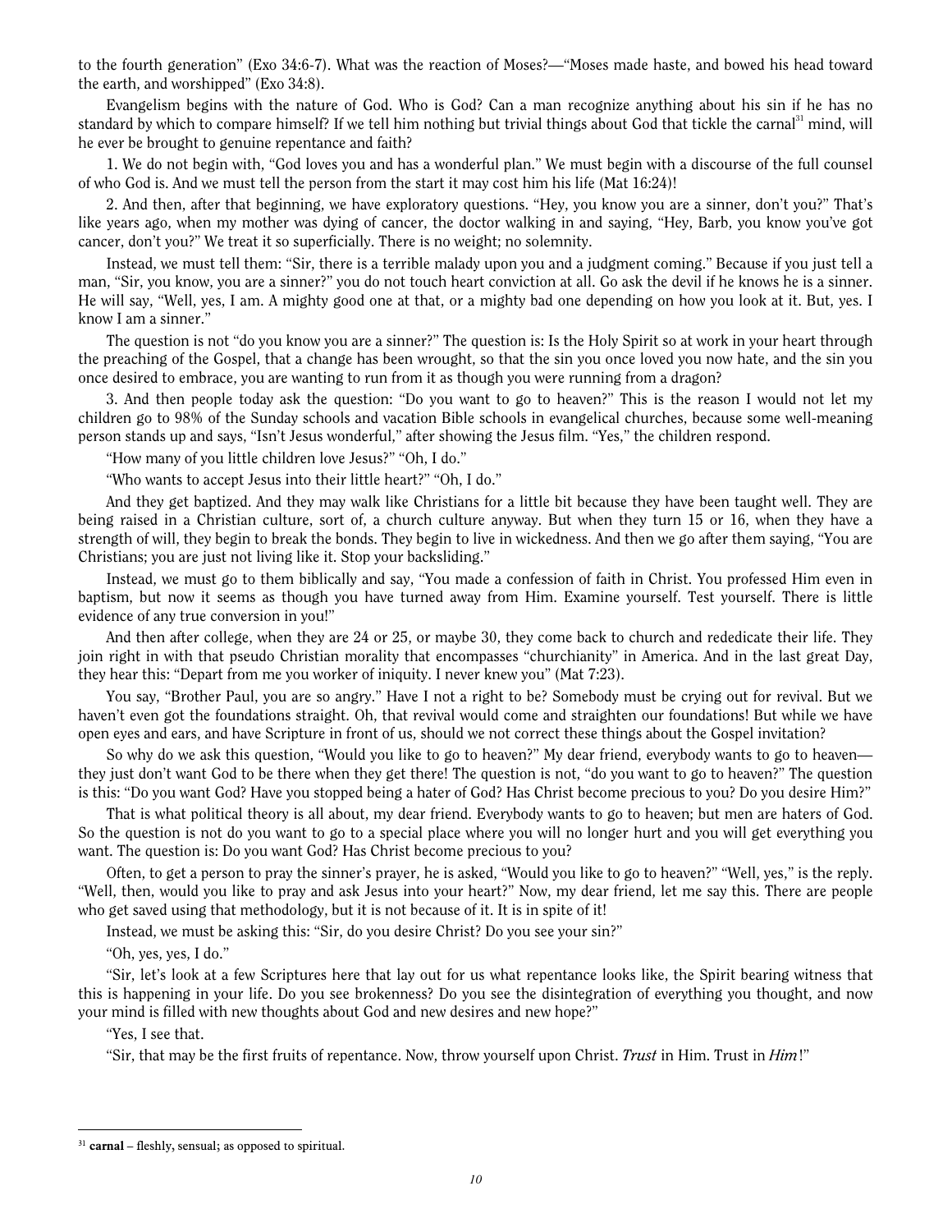to the fourth generation" (Exo 34:6-7). What was the reaction of Moses?—"Moses made haste, and bowed his head toward the earth, and worshipped" (Exo 34:8).

Evangelism begins with the nature of God. Who is God? Can a man recognize anything about his sin if he has no standard by which to compare himself? If we tell him nothing but trivial things about God that tickle the carnal[31] mind, will he ever be brought to genuine repentance and faith?

1. We do not begin with, "God loves you and has a wonderful plan." We must begin with a discourse of the full counsel of who God is. And we must tell the person from the start it may cost him his life (Mat 16:24)!

2. And then, after that beginning, we have exploratory questions. "Hey, you know you are a sinner, don't you?" That's like years ago, when my mother was dying of cancer, the doctor walking in and saying, "Hey, Barb, you know you've got cancer, don't you?" We treat it so superficially. There is no weight; no solemnity.

Instead, we must tell them: "Sir, there is a terrible malady upon you and a judgment coming." Because if you just tell a man, "Sir, you know, you are a sinner?" you do not touch heart conviction at all. Go ask the devil if he knows he is a sinner. He will say, "Well, yes, I am. A mighty good one at that, or a mighty bad one depending on how you look at it. But, yes. I know I am a sinner."

The question is not "do you know you are a sinner?" The question is: Is the Holy Spirit so at work in your heart through the preaching of the Gospel, that a change has been wrought, so that the sin you once loved you now hate, and the sin you once desired to embrace, you are wanting to run from it as though you were running from a dragon?

3. And then people today ask the question: "Do you want to go to heaven?" This is the reason I would not let my children go to 98% of the Sunday schools and vacation Bible schools in evangelical churches, because some well-meaning person stands up and says, "Isn't Jesus wonderful," after showing the Jesus film. "Yes," the children respond.

"How many of you little children love Jesus?" "Oh, I do."

"Who wants to accept Jesus into their little heart?" "Oh, I do."

And they get baptized. And they may walk like Christians for a little bit because they have been taught well. They are being raised in a Christian culture, sort of, a church culture anyway. But when they turn 15 or 16, when they have a strength of will, they begin to break the bonds. They begin to live in wickedness. And then we go after them saying, "You are Christians; you are just not living like it. Stop your backsliding."

Instead, we must go to them biblically and say, "You made a confession of faith in Christ. You professed Him even in baptism, but now it seems as though you have turned away from Him. Examine yourself. Test yourself. There is little evidence of any true conversion in you!"

And then after college, when they are 24 or 25, or maybe 30, they come back to church and rededicate their life. They join right in with that pseudo Christian morality that encompasses "churchianity" in America. And in the last great Day, they hear this: "Depart from me you worker of iniquity. I never knew you" (Mat 7:23).

You say, "Brother Paul, you are so angry." Have I not a right to be? Somebody must be crying out for revival. But we haven't even got the foundations straight. Oh, that revival would come and straighten our foundations! But while we have open eyes and ears, and have Scripture in front of us, should we not correct these things about the Gospel invitation?

So why do we ask this question, "Would you like to go to heaven?" My dear friend, everybody wants to go to heaven—they just don't want God to be there when they get there! The question is not, "do you want to go to heaven?" The question is this: "Do you want God? Have you stopped being a hater of God? Has Christ become precious to you? Do you desire Him?"

That is what political theory is all about, my dear friend. Everybody wants to go to heaven; but men are haters of God. So the question is not do you want to go to a special place where you will no longer hurt and you will get everything you want. The question is: Do you want God? Has Christ become precious to you?

Often, to get a person to pray the sinner's prayer, he is asked, "Would you like to go to heaven?" "Well, yes," is the reply. "Well, then, would you like to pray and ask Jesus into your heart?" Now, my dear friend, let me say this. There are people who get saved using that methodology, but it is not because of it. It is in spite of it!

Instead, we must be asking this: "Sir, do you desire Christ? Do you see your sin?"

"Oh, yes, yes, I do."

"Sir, let's look at a few Scriptures here that lay out for us what repentance looks like, the Spirit bearing witness that this is happening in your life. Do you see brokenness? Do you see the disintegration of everything you thought, and now your mind is filled with new thoughts about God and new desires and new hope?"

"Yes, I see that.

"Sir, that may be the first fruits of repentance. Now, throw yourself upon Christ. *Trust* in Him. Trust in *Him*!"

---

[31] **carnal** – fleshly, sensual; as opposed to spiritual.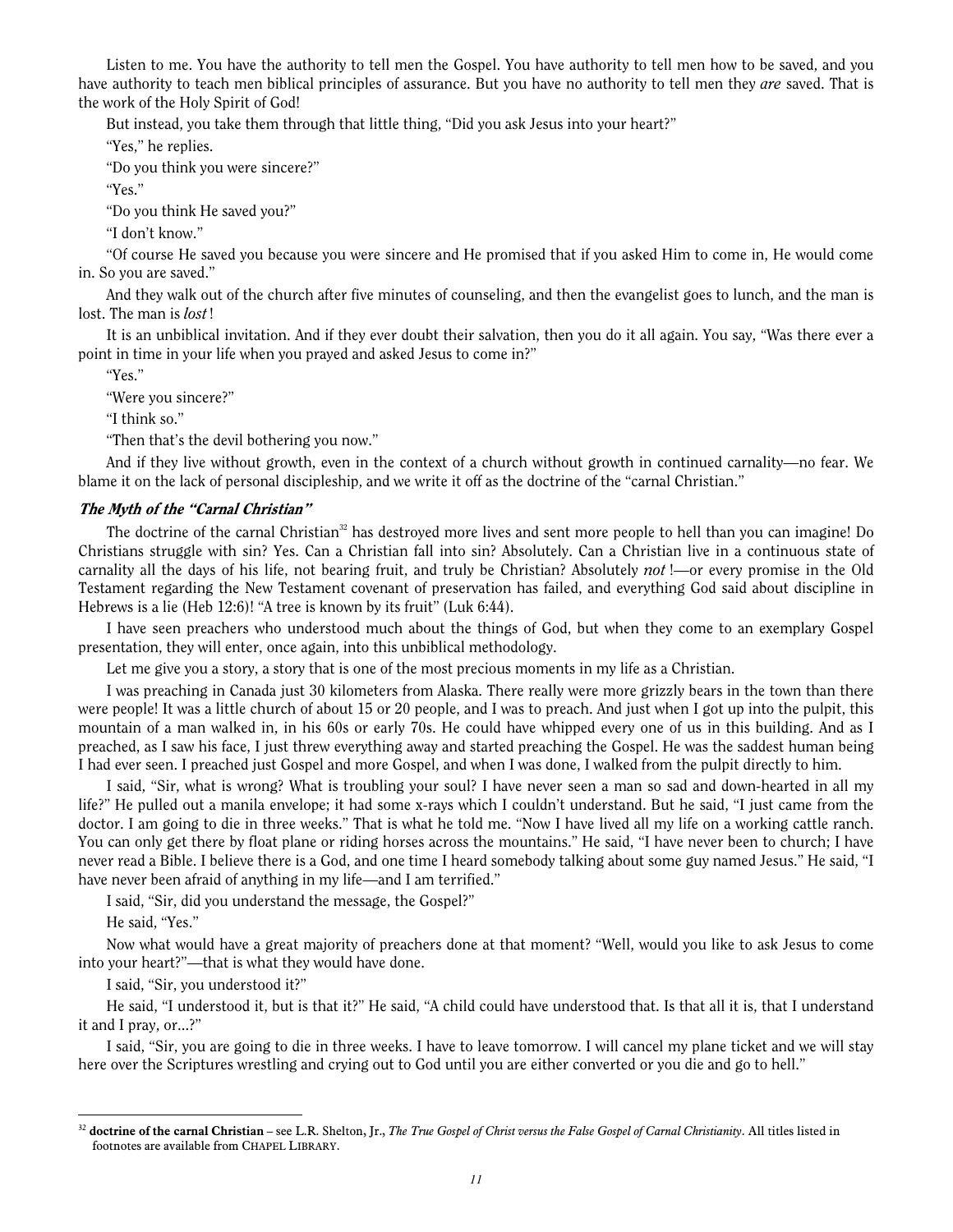Listen to me. You have the authority to tell men the Gospel. You have authority to tell men how to be saved, and you have authority to teach men biblical principles of assurance. But you have no authority to tell men they *are* saved. That is the work of the Holy Spirit of God!

But instead, you take them through that little thing, "Did you ask Jesus into your heart?"

"Yes," he replies.

"Do you think you were sincere?"

"Yes."

"Do you think He saved you?"

"I don't know."

"Of course He saved you because you were sincere and He promised that if you asked Him to come in, He would come in. So you are saved."

And they walk out of the church after five minutes of counseling, and then the evangelist goes to lunch, and the man is lost. The man is *lost*!

It is an unbiblical invitation. And if they ever doubt their salvation, then you do it all again. You say, "Was there ever a point in time in your life when you prayed and asked Jesus to come in?"

"Yes."

"Were you sincere?"

"I think so."

"Then that's the devil bothering you now."

And if they live without growth, even in the context of a church without growth in continued carnality—no fear. We blame it on the lack of personal discipleship, and we write it off as the doctrine of the "carnal Christian."

### *The Myth of the "Carnal Christian"*

The doctrine of the carnal Christian[32] has destroyed more lives and sent more people to hell than you can imagine! Do Christians struggle with sin? Yes. Can a Christian fall into sin? Absolutely. Can a Christian live in a continuous state of carnality all the days of his life, not bearing fruit, and truly be Christian? Absolutely *not*!—or every promise in the Old Testament regarding the New Testament covenant of preservation has failed, and everything God said about discipline in Hebrews is a lie (Heb 12:6)! "A tree is known by its fruit" (Luk 6:44).

I have seen preachers who understood much about the things of God, but when they come to an exemplary Gospel presentation, they will enter, once again, into this unbiblical methodology.

Let me give you a story, a story that is one of the most precious moments in my life as a Christian.

I was preaching in Canada just 30 kilometers from Alaska. There really were more grizzly bears in the town than there were people! It was a little church of about 15 or 20 people, and I was to preach. And just when I got up into the pulpit, this mountain of a man walked in, in his 60s or early 70s. He could have whipped every one of us in this building. And as I preached, as I saw his face, I just threw everything away and started preaching the Gospel. He was the saddest human being I had ever seen. I preached just Gospel and more Gospel, and when I was done, I walked from the pulpit directly to him.

I said, "Sir, what is wrong? What is troubling your soul? I have never seen a man so sad and down-hearted in all my life?" He pulled out a manila envelope; it had some x-rays which I couldn't understand. But he said, "I just came from the doctor. I am going to die in three weeks." That is what he told me. "Now I have lived all my life on a working cattle ranch. You can only get there by float plane or riding horses across the mountains." He said, "I have never been to church; I have never read a Bible. I believe there is a God, and one time I heard somebody talking about some guy named Jesus." He said, "I have never been afraid of anything in my life—and I am terrified."

I said, "Sir, did you understand the message, the Gospel?"

He said, "Yes."

Now what would have a great majority of preachers done at that moment? "Well, would you like to ask Jesus to come into your heart?"—that is what they would have done.

I said, "Sir, you understood it?"

He said, "I understood it, but is that it?" He said, "A child could have understood that. Is that all it is, that I understand it and I pray, or...?"

I said, "Sir, you are going to die in three weeks. I have to leave tomorrow. I will cancel my plane ticket and we will stay here over the Scriptures wrestling and crying out to God until you are either converted or you die and go to hell."

---

[32] **doctrine of the carnal Christian** – see L.R. Shelton, Jr., *The True Gospel of Christ versus the False Gospel of Carnal Christianity*. All titles listed in footnotes are available from CHAPEL LIBRARY.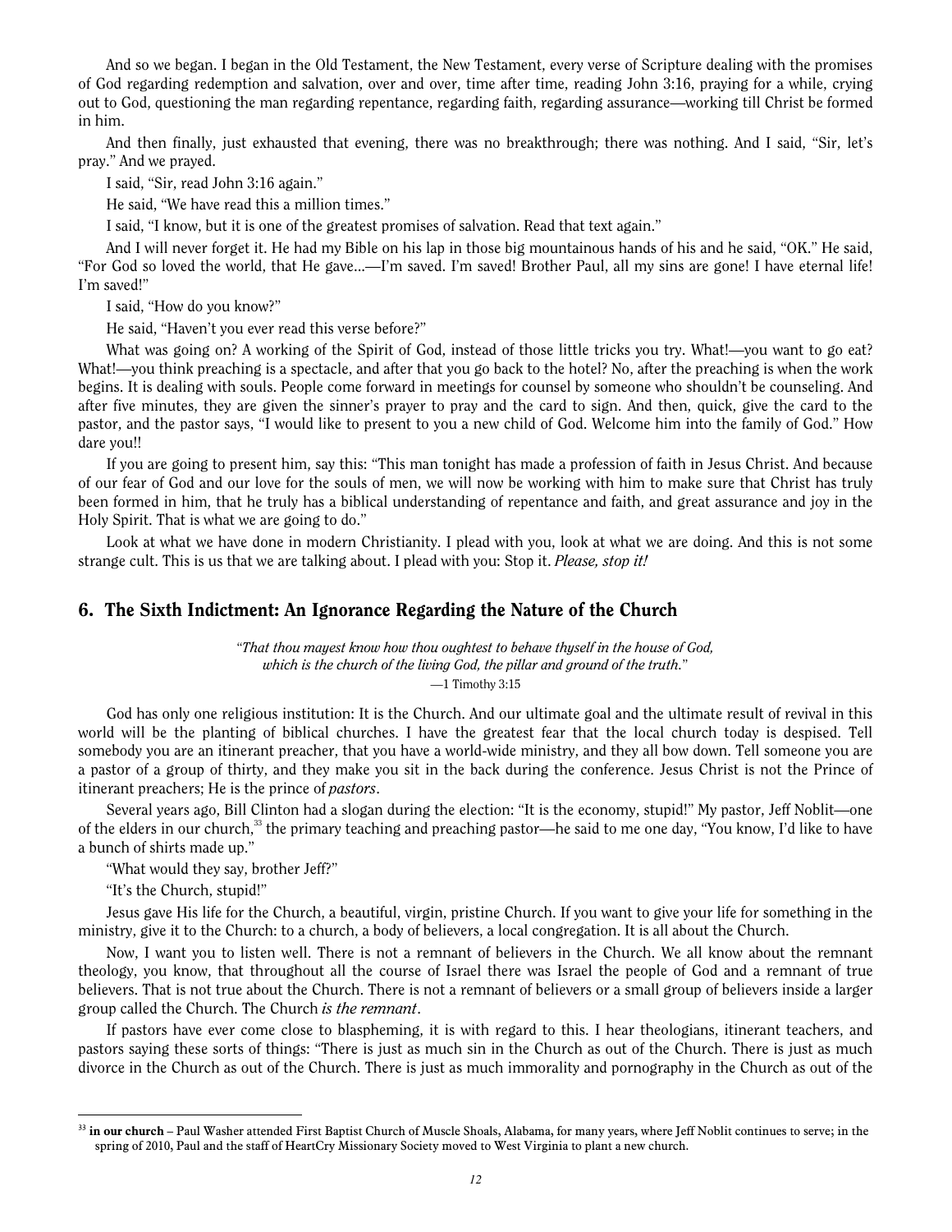And so we began. I began in the Old Testament, the New Testament, every verse of Scripture dealing with the promises of God regarding redemption and salvation, over and over, time after time, reading John 3:16, praying for a while, crying out to God, questioning the man regarding repentance, regarding faith, regarding assurance—working till Christ be formed in him.

And then finally, just exhausted that evening, there was no breakthrough; there was nothing. And I said, "Sir, let's pray." And we prayed.

I said, "Sir, read John 3:16 again."

He said, "We have read this a million times."

I said, "I know, but it is one of the greatest promises of salvation. Read that text again."

And I will never forget it. He had my Bible on his lap in those big mountainous hands of his and he said, "OK." He said, "For God so loved the world, that He gave…—I'm saved. I'm saved! Brother Paul, all my sins are gone! I have eternal life! I'm saved!"

I said, "How do you know?"

He said, "Haven't you ever read this verse before?"

What was going on? A working of the Spirit of God, instead of those little tricks you try. What!—you want to go eat? What!—you think preaching is a spectacle, and after that you go back to the hotel? No, after the preaching is when the work begins. It is dealing with souls. People come forward in meetings for counsel by someone who shouldn't be counseling. And after five minutes, they are given the sinner's prayer to pray and the card to sign. And then, quick, give the card to the pastor, and the pastor says, "I would like to present to you a new child of God. Welcome him into the family of God." How dare you!!

If you are going to present him, say this: "This man tonight has made a profession of faith in Jesus Christ. And because of our fear of God and our love for the souls of men, we will now be working with him to make sure that Christ has truly been formed in him, that he truly has a biblical understanding of repentance and faith, and great assurance and joy in the Holy Spirit. That is what we are going to do."

Look at what we have done in modern Christianity. I plead with you, look at what we are doing. And this is not some strange cult. This is us that we are talking about. I plead with you: Stop it. *Please, stop it!*

## 6. The Sixth Indictment: An Ignorance Regarding the Nature of the Church

*"That thou mayest know how thou oughtest to behave thyself in the house of God, which is the church of the living God, the pillar and ground of the truth."*
—1 Timothy 3:15

God has only one religious institution: It is the Church. And our ultimate goal and the ultimate result of revival in this world will be the planting of biblical churches. I have the greatest fear that the local church today is despised. Tell somebody you are an itinerant preacher, that you have a world-wide ministry, and they all bow down. Tell someone you are a pastor of a group of thirty, and they make you sit in the back during the conference. Jesus Christ is not the Prince of itinerant preachers; He is the prince of *pastors*.

Several years ago, Bill Clinton had a slogan during the election: "It is the economy, stupid!" My pastor, Jeff Noblit—one of the elders in our church,[33] the primary teaching and preaching pastor—he said to me one day, "You know, I'd like to have a bunch of shirts made up."

"What would they say, brother Jeff?"

"It's the Church, stupid!"

Jesus gave His life for the Church, a beautiful, virgin, pristine Church. If you want to give your life for something in the ministry, give it to the Church: to a church, a body of believers, a local congregation. It is all about the Church.

Now, I want you to listen well. There is not a remnant of believers in the Church. We all know about the remnant theology, you know, that throughout all the course of Israel there was Israel the people of God and a remnant of true believers. That is not true about the Church. There is not a remnant of believers or a small group of believers inside a larger group called the Church. The Church *is the remnant*.

If pastors have ever come close to blaspheming, it is with regard to this. I hear theologians, itinerant teachers, and pastors saying these sorts of things: "There is just as much sin in the Church as out of the Church. There is just as much divorce in the Church as out of the Church. There is just as much immorality and pornography in the Church as out of the

---

[33] **in our church** – Paul Washer attended First Baptist Church of Muscle Shoals, Alabama, for many years, where Jeff Noblit continues to serve; in the spring of 2010, Paul and the staff of HeartCry Missionary Society moved to West Virginia to plant a new church.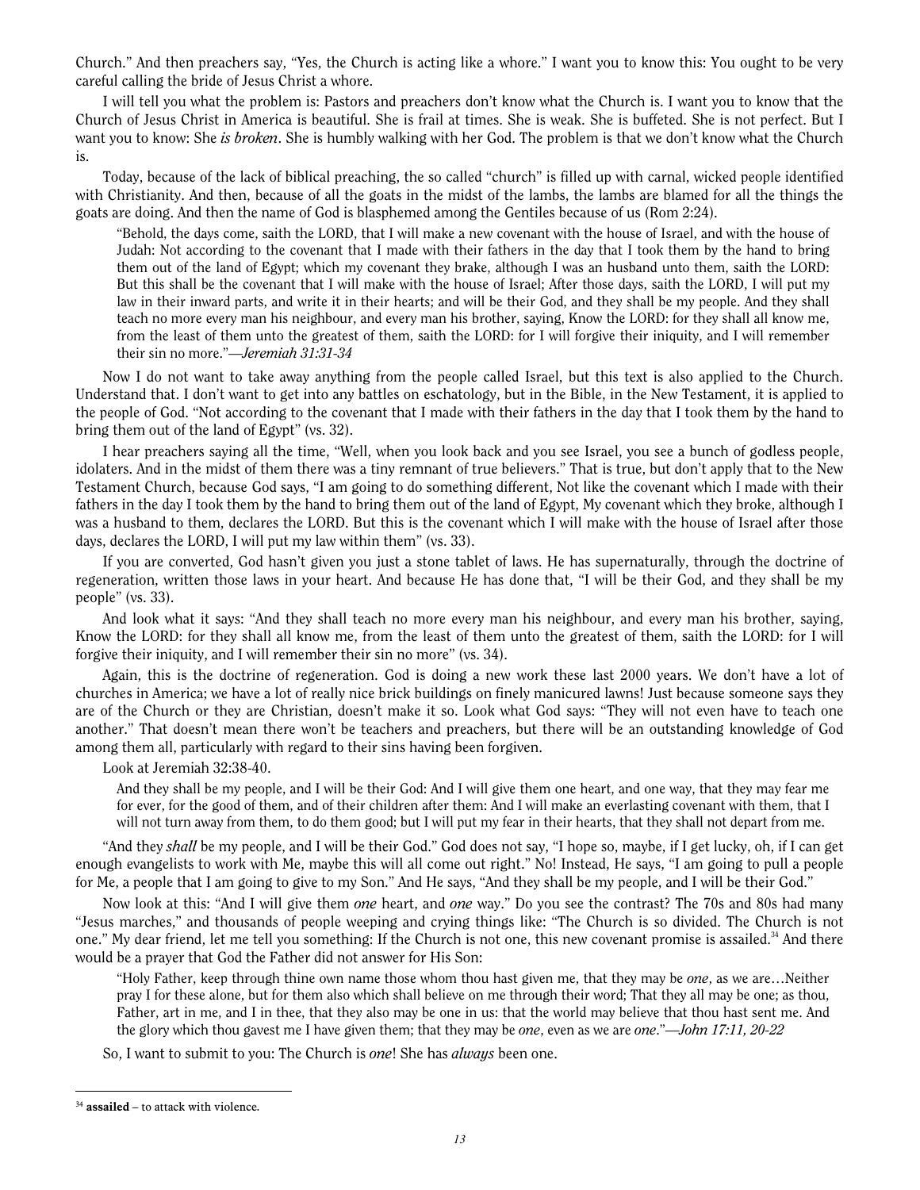Church." And then preachers say, "Yes, the Church is acting like a whore." I want you to know this: You ought to be very careful calling the bride of Jesus Christ a whore.

I will tell you what the problem is: Pastors and preachers don't know what the Church is. I want you to know that the Church of Jesus Christ in America is beautiful. She is frail at times. She is weak. She is buffeted. She is not perfect. But I want you to know: She *is broken*. She is humbly walking with her God. The problem is that we don't know what the Church is.

Today, because of the lack of biblical preaching, the so called "church" is filled up with carnal, wicked people identified with Christianity. And then, because of all the goats in the midst of the lambs, the lambs are blamed for all the things the goats are doing. And then the name of God is blasphemed among the Gentiles because of us (Rom 2:24).

> "Behold, the days come, saith the LORD, that I will make a new covenant with the house of Israel, and with the house of Judah: Not according to the covenant that I made with their fathers in the day that I took them by the hand to bring them out of the land of Egypt; which my covenant they brake, although I was an husband unto them, saith the LORD: But this shall be the covenant that I will make with the house of Israel; After those days, saith the LORD, I will put my law in their inward parts, and write it in their hearts; and will be their God, and they shall be my people. And they shall teach no more every man his neighbour, and every man his brother, saying, Know the LORD: for they shall all know me, from the least of them unto the greatest of them, saith the LORD: for I will forgive their iniquity, and I will remember their sin no more."—*Jeremiah 31:31-34*

Now I do not want to take away anything from the people called Israel, but this text is also applied to the Church. Understand that. I don't want to get into any battles on eschatology, but in the Bible, in the New Testament, it is applied to the people of God. "Not according to the covenant that I made with their fathers in the day that I took them by the hand to bring them out of the land of Egypt" (vs. 32).

I hear preachers saying all the time, "Well, when you look back and you see Israel, you see a bunch of godless people, idolaters. And in the midst of them there was a tiny remnant of true believers." That is true, but don't apply that to the New Testament Church, because God says, "I am going to do something different, Not like the covenant which I made with their fathers in the day I took them by the hand to bring them out of the land of Egypt, My covenant which they broke, although I was a husband to them, declares the LORD. But this is the covenant which I will make with the house of Israel after those days, declares the LORD, I will put my law within them" (vs. 33).

If you are converted, God hasn't given you just a stone tablet of laws. He has supernaturally, through the doctrine of regeneration, written those laws in your heart. And because He has done that, "I will be their God, and they shall be my people" (vs. 33).

And look what it says: "And they shall teach no more every man his neighbour, and every man his brother, saying, Know the LORD: for they shall all know me, from the least of them unto the greatest of them, saith the LORD: for I will forgive their iniquity, and I will remember their sin no more" (vs. 34).

Again, this is the doctrine of regeneration. God is doing a new work these last 2000 years. We don't have a lot of churches in America; we have a lot of really nice brick buildings on finely manicured lawns! Just because someone says they are of the Church or they are Christian, doesn't make it so. Look what God says: "They will not even have to teach one another." That doesn't mean there won't be teachers and preachers, but there will be an outstanding knowledge of God among them all, particularly with regard to their sins having been forgiven.

Look at Jeremiah 32:38-40.

> And they shall be my people, and I will be their God: And I will give them one heart, and one way, that they may fear me for ever, for the good of them, and of their children after them: And I will make an everlasting covenant with them, that I will not turn away from them, to do them good; but I will put my fear in their hearts, that they shall not depart from me.

"And they *shall* be my people, and I will be their God." God does not say, "I hope so, maybe, if I get lucky, oh, if I can get enough evangelists to work with Me, maybe this will all come out right." No! Instead, He says, "I am going to pull a people for Me, a people that I am going to give to my Son." And He says, "And they shall be my people, and I will be their God."

Now look at this: "And I will give them *one* heart, and *one* way." Do you see the contrast? The 70s and 80s had many "Jesus marches," and thousands of people weeping and crying things like: "The Church is so divided. The Church is not one." My dear friend, let me tell you something: If the Church is not one, this new covenant promise is assailed.[34] And there would be a prayer that God the Father did not answer for His Son:

> "Holy Father, keep through thine own name those whom thou hast given me, that they may be *one*, as we are…Neither pray I for these alone, but for them also which shall believe on me through their word; That they all may be one; as thou, Father, art in me, and I in thee, that they also may be one in us: that the world may believe that thou hast sent me. And the glory which thou gavest me I have given them; that they may be *one*, even as we are *one*."—*John 17:11, 20-22*

So, I want to submit to you: The Church is *one*! She has *always* been one.

---

[34] **assailed** – to attack with violence.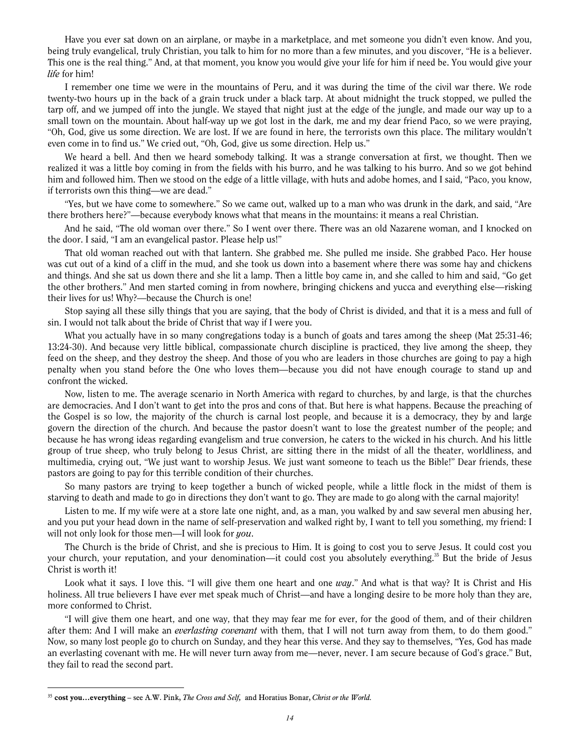Have you ever sat down on an airplane, or maybe in a marketplace, and met someone you didn't even know. And you, being truly evangelical, truly Christian, you talk to him for no more than a few minutes, and you discover, "He is a believer. This one is the real thing." And, at that moment, you know you would give your life for him if need be. You would give your *life* for him!

I remember one time we were in the mountains of Peru, and it was during the time of the civil war there. We rode twenty-two hours up in the back of a grain truck under a black tarp. At about midnight the truck stopped, we pulled the tarp off, and we jumped off into the jungle. We stayed that night just at the edge of the jungle, and made our way up to a small town on the mountain. About half-way up we got lost in the dark, me and my dear friend Paco, so we were praying, "Oh, God, give us some direction. We are lost. If we are found in here, the terrorists own this place. The military wouldn't even come in to find us." We cried out, "Oh, God, give us some direction. Help us."

We heard a bell. And then we heard somebody talking. It was a strange conversation at first, we thought. Then we realized it was a little boy coming in from the fields with his burro, and he was talking to his burro. And so we got behind him and followed him. Then we stood on the edge of a little village, with huts and adobe homes, and I said, "Paco, you know, if terrorists own this thing—we are dead."

"Yes, but we have come to somewhere." So we came out, walked up to a man who was drunk in the dark, and said, "Are there brothers here?"—because everybody knows what that means in the mountains: it means a real Christian.

And he said, "The old woman over there." So I went over there. There was an old Nazarene woman, and I knocked on the door. I said, "I am an evangelical pastor. Please help us!"

That old woman reached out with that lantern. She grabbed me. She pulled me inside. She grabbed Paco. Her house was cut out of a kind of a cliff in the mud, and she took us down into a basement where there was some hay and chickens and things. And she sat us down there and she lit a lamp. Then a little boy came in, and she called to him and said, "Go get the other brothers." And men started coming in from nowhere, bringing chickens and yucca and everything else—risking their lives for us! Why?—because the Church is one!

Stop saying all these silly things that you are saying, that the body of Christ is divided, and that it is a mess and full of sin. I would not talk about the bride of Christ that way if I were you.

What you actually have in so many congregations today is a bunch of goats and tares among the sheep (Mat 25:31-46; 13:24-30). And because very little biblical, compassionate church discipline is practiced, they live among the sheep, they feed on the sheep, and they destroy the sheep. And those of you who are leaders in those churches are going to pay a high penalty when you stand before the One who loves them—because you did not have enough courage to stand up and confront the wicked.

Now, listen to me. The average scenario in North America with regard to churches, by and large, is that the churches are democracies. And I don't want to get into the pros and cons of that. But here is what happens. Because the preaching of the Gospel is so low, the majority of the church is carnal lost people, and because it is a democracy, they by and large govern the direction of the church. And because the pastor doesn't want to lose the greatest number of the people; and because he has wrong ideas regarding evangelism and true conversion, he caters to the wicked in his church. And his little group of true sheep, who truly belong to Jesus Christ, are sitting there in the midst of all the theater, worldliness, and multimedia, crying out, "We just want to worship Jesus. We just want someone to teach us the Bible!" Dear friends, these pastors are going to pay for this terrible condition of their churches.

So many pastors are trying to keep together a bunch of wicked people, while a little flock in the midst of them is starving to death and made to go in directions they don't want to go. They are made to go along with the carnal majority!

Listen to me. If my wife were at a store late one night, and, as a man, you walked by and saw several men abusing her, and you put your head down in the name of self-preservation and walked right by, I want to tell you something, my friend: I will not only look for those men—I will look for *you*.

The Church is the bride of Christ, and she is precious to Him. It is going to cost you to serve Jesus. It could cost you your church, your reputation, and your denomination—it could cost you absolutely everything.[35] But the bride of Jesus Christ is worth it!

Look what it says. I love this. "I will give them one heart and one *way*." And what is that way? It is Christ and His holiness. All true believers I have ever met speak much of Christ—and have a longing desire to be more holy than they are, more conformed to Christ.

"I will give them one heart, and one way, that they may fear me for ever, for the good of them, and of their children after them: And I will make an *everlasting covenant* with them, that I will not turn away from them, to do them good." Now, so many lost people go to church on Sunday, and they hear this verse. And they say to themselves, "Yes, God has made an everlasting covenant with me. He will never turn away from me—never, never. I am secure because of God's grace." But, they fail to read the second part.

---

[35] **cost you…everything** – see A.W. Pink, *The Cross and Self*, and Horatius Bonar, *Christ or the World.*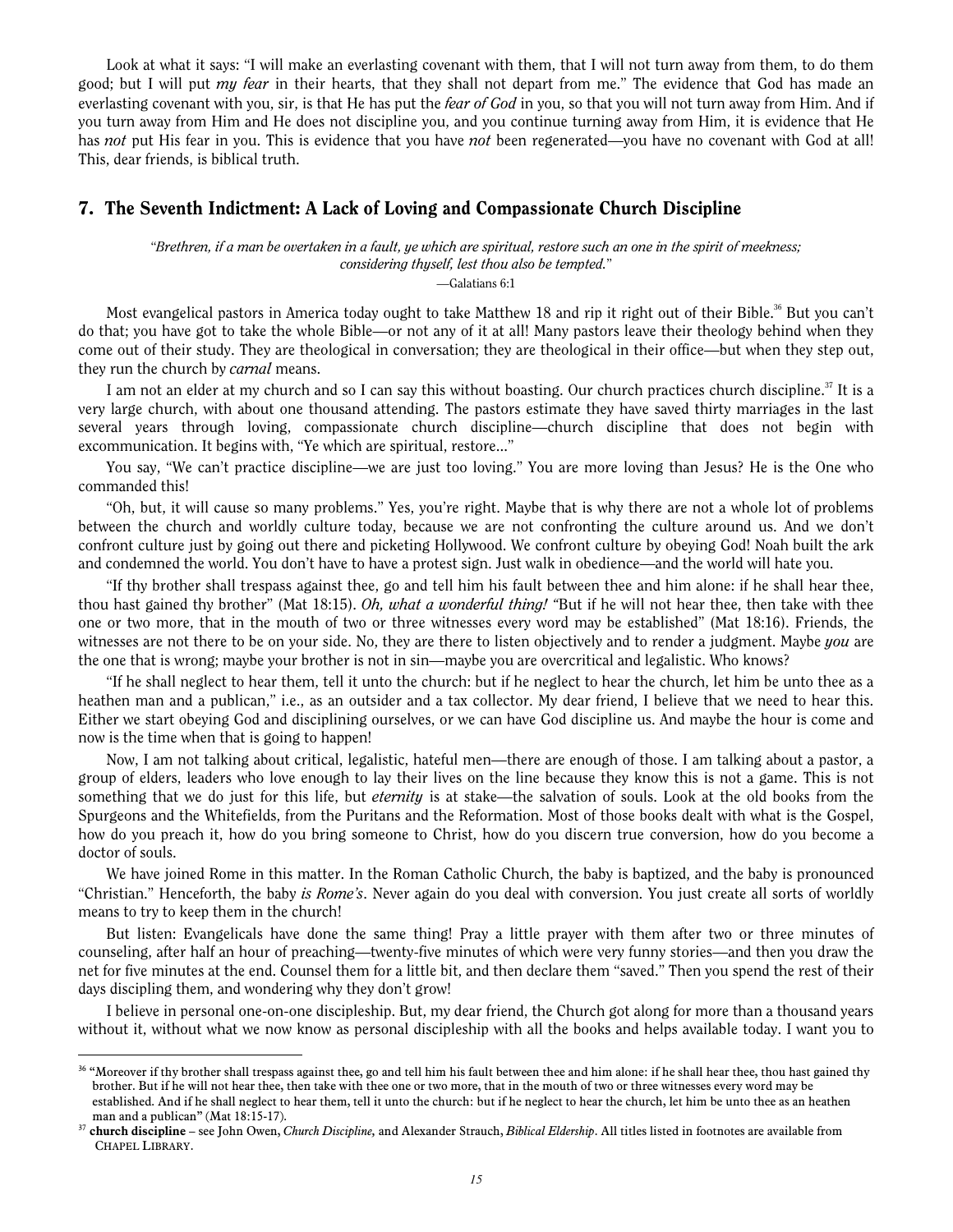Look at what it says: "I will make an everlasting covenant with them, that I will not turn away from them, to do them good; but I will put *my fear* in their hearts, that they shall not depart from me." The evidence that God has made an everlasting covenant with you, sir, is that He has put the *fear of God* in you, so that you will not turn away from Him. And if you turn away from Him and He does not discipline you, and you continue turning away from Him, it is evidence that He has *not* put His fear in you. This is evidence that you have *not* been regenerated—you have no covenant with God at all! This, dear friends, is biblical truth.

## 7. The Seventh Indictment: A Lack of Loving and Compassionate Church Discipline

*"Brethren, if a man be overtaken in a fault, ye which are spiritual, restore such an one in the spirit of meekness; considering thyself, lest thou also be tempted."*
—Galatians 6:1

Most evangelical pastors in America today ought to take Matthew 18 and rip it right out of their Bible.[36] But you can't do that; you have got to take the whole Bible—or not any of it at all! Many pastors leave their theology behind when they come out of their study. They are theological in conversation; they are theological in their office—but when they step out, they run the church by *carnal* means.

I am not an elder at my church and so I can say this without boasting. Our church practices church discipline.[37] It is a very large church, with about one thousand attending. The pastors estimate they have saved thirty marriages in the last several years through loving, compassionate church discipline—church discipline that does not begin with excommunication. It begins with, "Ye which are spiritual, restore…"

You say, "We can't practice discipline—we are just too loving." You are more loving than Jesus? He is the One who commanded this!

"Oh, but, it will cause so many problems." Yes, you're right. Maybe that is why there are not a whole lot of problems between the church and worldly culture today, because we are not confronting the culture around us. And we don't confront culture just by going out there and picketing Hollywood. We confront culture by obeying God! Noah built the ark and condemned the world. You don't have to have a protest sign. Just walk in obedience—and the world will hate you.

"If thy brother shall trespass against thee, go and tell him his fault between thee and him alone: if he shall hear thee, thou hast gained thy brother" (Mat 18:15). *Oh, what a wonderful thing!* "But if he will not hear thee, then take with thee one or two more, that in the mouth of two or three witnesses every word may be established" (Mat 18:16). Friends, the witnesses are not there to be on your side. No, they are there to listen objectively and to render a judgment. Maybe *you* are the one that is wrong; maybe your brother is not in sin—maybe you are overcritical and legalistic. Who knows?

"If he shall neglect to hear them, tell it unto the church: but if he neglect to hear the church, let him be unto thee as a heathen man and a publican," i.e., as an outsider and a tax collector. My dear friend, I believe that we need to hear this. Either we start obeying God and disciplining ourselves, or we can have God discipline us. And maybe the hour is come and now is the time when that is going to happen!

Now, I am not talking about critical, legalistic, hateful men—there are enough of those. I am talking about a pastor, a group of elders, leaders who love enough to lay their lives on the line because they know this is not a game. This is not something that we do just for this life, but *eternity* is at stake—the salvation of souls. Look at the old books from the Spurgeons and the Whitefields, from the Puritans and the Reformation. Most of those books dealt with what is the Gospel, how do you preach it, how do you bring someone to Christ, how do you discern true conversion, how do you become a doctor of souls.

We have joined Rome in this matter. In the Roman Catholic Church, the baby is baptized, and the baby is pronounced "Christian." Henceforth, the baby *is Rome's*. Never again do you deal with conversion. You just create all sorts of worldly means to try to keep them in the church!

But listen: Evangelicals have done the same thing! Pray a little prayer with them after two or three minutes of counseling, after half an hour of preaching—twenty-five minutes of which were very funny stories—and then you draw the net for five minutes at the end. Counsel them for a little bit, and then declare them "saved." Then you spend the rest of their days discipling them, and wondering why they don't grow!

I believe in personal one-on-one discipleship. But, my dear friend, the Church got along for more than a thousand years without it, without what we now know as personal discipleship with all the books and helps available today. I want you to

---

[36] "Moreover if thy brother shall trespass against thee, go and tell him his fault between thee and him alone: if he shall hear thee, thou hast gained thy brother. But if he will not hear thee, then take with thee one or two more, that in the mouth of two or three witnesses every word may be established. And if he shall neglect to hear them, tell it unto the church: but if he neglect to hear the church, let him be unto thee as an heathen man and a publican" (Mat 18:15-17).

[37] **church discipline** – see John Owen, *Church Discipline*, and Alexander Strauch, *Biblical Eldership*. All titles listed in footnotes are available from CHAPEL LIBRARY.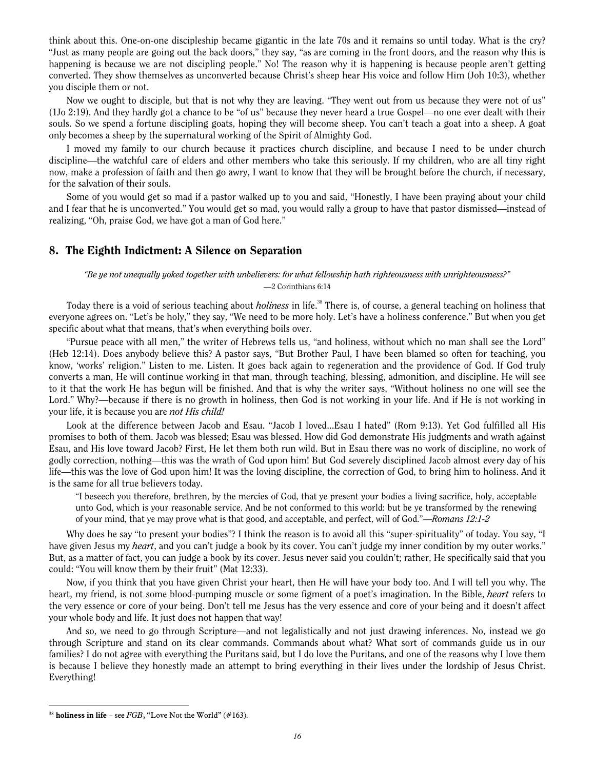think about this. One-on-one discipleship became gigantic in the late 70s and it remains so until today. What is the cry? "Just as many people are going out the back doors," they say, "as are coming in the front doors, and the reason why this is happening is because we are not discipling people." No! The reason why it is happening is because people aren't getting converted. They show themselves as unconverted because Christ's sheep hear His voice and follow Him (Joh 10:3), whether you disciple them or not.

Now we ought to disciple, but that is not why they are leaving. "They went out from us because they were not of us" (1Jo 2:19). And they hardly got a chance to be "of us" because they never heard a true Gospel—no one ever dealt with their souls. So we spend a fortune discipling goats, hoping they will become sheep. You can't teach a goat into a sheep. A goat only becomes a sheep by the supernatural working of the Spirit of Almighty God.

I moved my family to our church because it practices church discipline, and because I need to be under church discipline—the watchful care of elders and other members who take this seriously. If my children, who are all tiny right now, make a profession of faith and then go awry, I want to know that they will be brought before the church, if necessary, for the salvation of their souls.

Some of you would get so mad if a pastor walked up to you and said, "Honestly, I have been praying about your child and I fear that he is unconverted." You would get so mad, you would rally a group to have that pastor dismissed—instead of realizing, "Oh, praise God, we have got a man of God here."

## 8. The Eighth Indictment: A Silence on Separation

*"Be ye not unequally yoked together with unbelievers: for what fellowship hath righteousness with unrighteousness?"*
—2 Corinthians 6:14

Today there is a void of serious teaching about ***holiness*** in life.[38] There is, of course, a general teaching on holiness that everyone agrees on. "Let's be holy," they say, "We need to be more holy. Let's have a holiness conference." But when you get specific about what that means, that's when everything boils over.

"Pursue peace with all men," the writer of Hebrews tells us, "and holiness, without which no man shall see the Lord" (Heb 12:14). Does anybody believe this? A pastor says, "But Brother Paul, I have been blamed so often for teaching, you know, 'works' religion." Listen to me. Listen. It goes back again to regeneration and the providence of God. If God truly converts a man, He will continue working in that man, through teaching, blessing, admonition, and discipline. He will see to it that the work He has begun will be finished. And that is why the writer says, "Without holiness no one will see the Lord." Why?—because if there is no growth in holiness, then God is not working in your life. And if He is not working in your life, it is because you are ***not His child!***

Look at the difference between Jacob and Esau. "Jacob I loved...Esau I hated" (Rom 9:13). Yet God fulfilled all His promises to both of them. Jacob was blessed; Esau was blessed. How did God demonstrate His judgments and wrath against Esau, and His love toward Jacob? First, He let them both run wild. But in Esau there was no work of discipline, no work of godly correction, nothing—this was the wrath of God upon him! But God severely disciplined Jacob almost every day of his life—this was the love of God upon him! It was the loving discipline, the correction of God, to bring him to holiness. And it is the same for all true believers today.

> "I beseech you therefore, brethren, by the mercies of God, that ye present your bodies a living sacrifice, holy, acceptable unto God, which is your reasonable service. And be not conformed to this world: but be ye transformed by the renewing of your mind, that ye may prove what is that good, and acceptable, and perfect, will of God."—*Romans 12:1-2*

Why does he say "to present your bodies"? I think the reason is to avoid all this "super-spirituality" of today. You say, "I have given Jesus my ***heart***, and you can't judge a book by its cover. You can't judge my inner condition by my outer works." But, as a matter of fact, you can judge a book by its cover. Jesus never said you couldn't; rather, He specifically said that you could: "You will know them by their fruit" (Mat 12:33).

Now, if you think that you have given Christ your heart, then He will have your body too. And I will tell you why. The heart, my friend, is not some blood-pumping muscle or some figment of a poet's imagination. In the Bible, ***heart*** refers to the very essence or core of your being. Don't tell me Jesus has the very essence and core of your being and it doesn't affect your whole body and life. It just does not happen that way!

And so, we need to go through Scripture—and not legalistically and not just drawing inferences. No, instead we go through Scripture and stand on its clear commands. Commands about what? What sort of commands guide us in our families? I do not agree with everything the Puritans said, but I do love the Puritans, and one of the reasons why I love them is because I believe they honestly made an attempt to bring everything in their lives under the lordship of Jesus Christ. Everything!

---

[38] **holiness in life** – see *FGB*, **"Love Not the World"** (#163).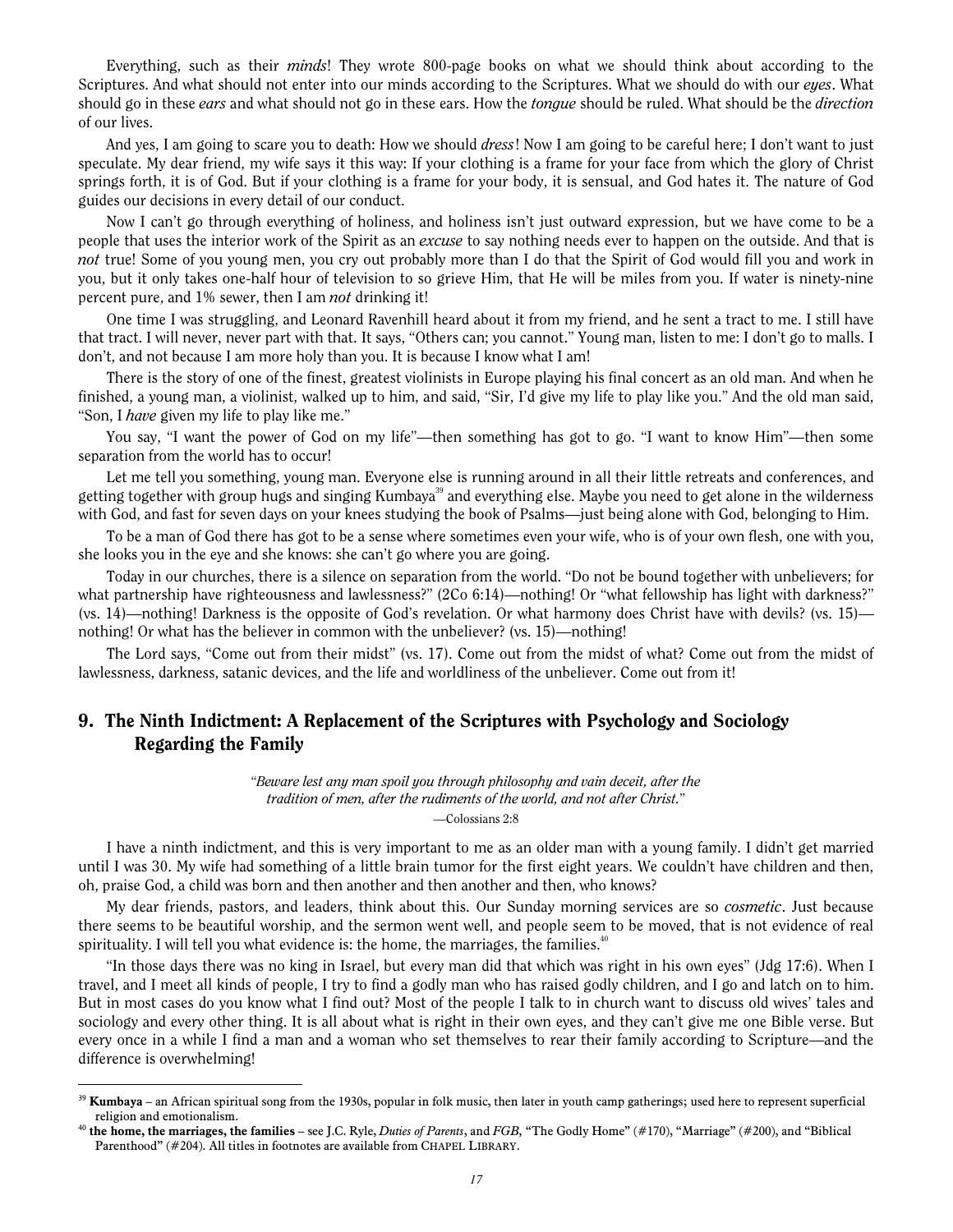Everything, such as their *minds*! They wrote 800-page books on what we should think about according to the Scriptures. And what should not enter into our minds according to the Scriptures. What we should do with our *eyes*. What should go in these *ears* and what should not go in these ears. How the *tongue* should be ruled. What should be the *direction* of our lives.

And yes, I am going to scare you to death: How we should *dress*! Now I am going to be careful here; I don't want to just speculate. My dear friend, my wife says it this way: If your clothing is a frame for your face from which the glory of Christ springs forth, it is of God. But if your clothing is a frame for your body, it is sensual, and God hates it. The nature of God guides our decisions in every detail of our conduct.

Now I can't go through everything of holiness, and holiness isn't just outward expression, but we have come to be a people that uses the interior work of the Spirit as an *excuse* to say nothing needs ever to happen on the outside. And that is *not* true! Some of you young men, you cry out probably more than I do that the Spirit of God would fill you and work in you, but it only takes one-half hour of television to so grieve Him, that He will be miles from you. If water is ninety-nine percent pure, and 1% sewer, then I am *not* drinking it!

One time I was struggling, and Leonard Ravenhill heard about it from my friend, and he sent a tract to me. I still have that tract. I will never, never part with that. It says, "Others can; you cannot." Young man, listen to me: I don't go to malls. I don't, and not because I am more holy than you. It is because I know what I am!

There is the story of one of the finest, greatest violinists in Europe playing his final concert as an old man. And when he finished, a young man, a violinist, walked up to him, and said, "Sir, I'd give my life to play like you." And the old man said, "Son, I *have* given my life to play like me."

You say, "I want the power of God on my life"—then something has got to go. "I want to know Him"—then some separation from the world has to occur!

Let me tell you something, young man. Everyone else is running around in all their little retreats and conferences, and getting together with group hugs and singing Kumbaya[39] and everything else. Maybe you need to get alone in the wilderness with God, and fast for seven days on your knees studying the book of Psalms—just being alone with God, belonging to Him.

To be a man of God there has got to be a sense where sometimes even your wife, who is of your own flesh, one with you, she looks you in the eye and she knows: she can't go where you are going.

Today in our churches, there is a silence on separation from the world. "Do not be bound together with unbelievers; for what partnership have righteousness and lawlessness?" (2Co 6:14)—nothing! Or "what fellowship has light with darkness?" (vs. 14)—nothing! Darkness is the opposite of God's revelation. Or what harmony does Christ have with devils? (vs. 15)—nothing! Or what has the believer in common with the unbeliever? (vs. 15)—nothing!

The Lord says, "Come out from their midst" (vs. 17). Come out from the midst of what? Come out from the midst of lawlessness, darkness, satanic devices, and the life and worldliness of the unbeliever. Come out from it!

## 9. The Ninth Indictment: A Replacement of the Scriptures with Psychology and Sociology Regarding the Family

*"Beware lest any man spoil you through philosophy and vain deceit, after the tradition of men, after the rudiments of the world, and not after Christ."*
—Colossians 2:8

I have a ninth indictment, and this is very important to me as an older man with a young family. I didn't get married until I was 30. My wife had something of a little brain tumor for the first eight years. We couldn't have children and then, oh, praise God, a child was born and then another and then another and then, who knows?

My dear friends, pastors, and leaders, think about this. Our Sunday morning services are so *cosmetic*. Just because there seems to be beautiful worship, and the sermon went well, and people seem to be moved, that is not evidence of real spirituality. I will tell you what evidence is: the home, the marriages, the families.[40]

"In those days there was no king in Israel, but every man did that which was right in his own eyes" (Jdg 17:6). When I travel, and I meet all kinds of people, I try to find a godly man who has raised godly children, and I go and latch on to him. But in most cases do you know what I find out? Most of the people I talk to in church want to discuss old wives' tales and sociology and every other thing. It is all about what is right in their own eyes, and they can't give me one Bible verse. But every once in a while I find a man and a woman who set themselves to rear their family according to Scripture—and the difference is overwhelming!

---

[39] **Kumbaya** – an African spiritual song from the 1930s, popular in folk music, then later in youth camp gatherings; used here to represent superficial religion and emotionalism.

[40] **the home, the marriages, the families** – see J.C. Ryle, *Duties of Parents*, and *FGB*, "The Godly Home" (#170), "Marriage" (#200), and "Biblical Parenthood" (#204). All titles in footnotes are available from CHAPEL LIBRARY.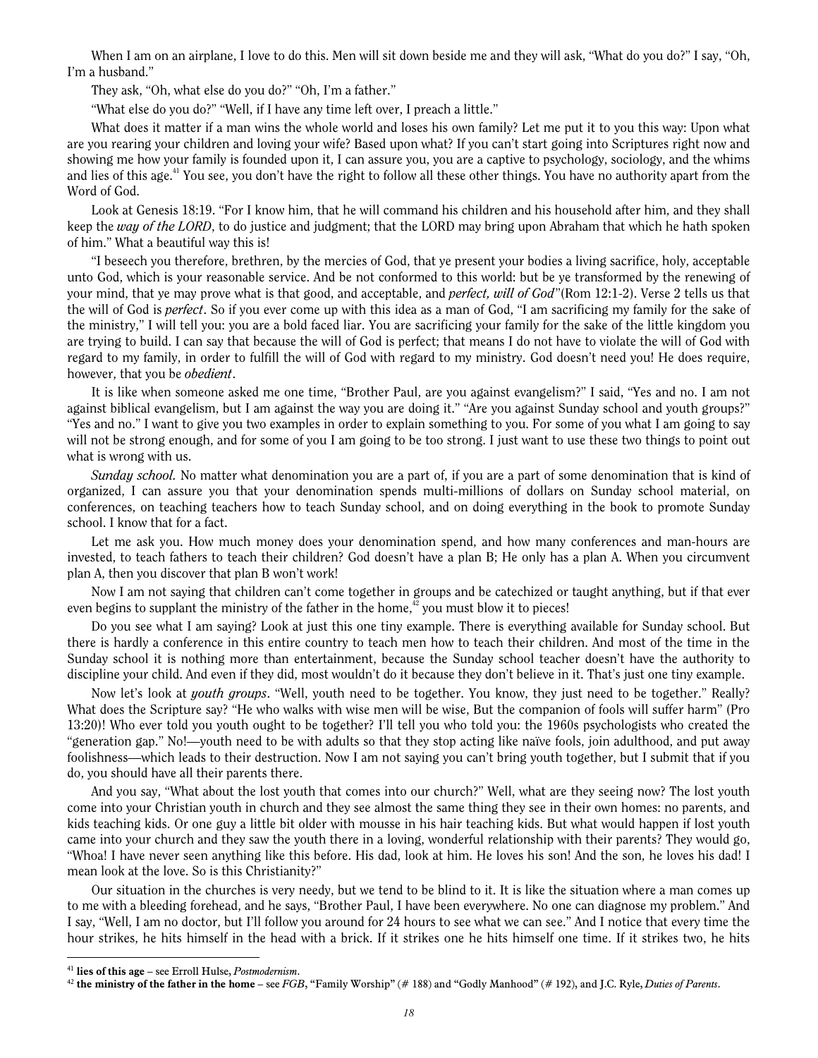When I am on an airplane, I love to do this. Men will sit down beside me and they will ask, "What do you do?" I say, "Oh, I'm a husband."

They ask, "Oh, what else do you do?" "Oh, I'm a father."

"What else do you do?" "Well, if I have any time left over, I preach a little."

What does it matter if a man wins the whole world and loses his own family? Let me put it to you this way: Upon what are you rearing your children and loving your wife? Based upon what? If you can't start going into Scriptures right now and showing me how your family is founded upon it, I can assure you, you are a captive to psychology, sociology, and the whims and lies of this age.[41] You see, you don't have the right to follow all these other things. You have no authority apart from the Word of God.

Look at Genesis 18:19. "For I know him, that he will command his children and his household after him, and they shall keep the *way of the LORD*, to do justice and judgment; that the LORD may bring upon Abraham that which he hath spoken of him." What a beautiful way this is!

"I beseech you therefore, brethren, by the mercies of God, that ye present your bodies a living sacrifice, holy, acceptable unto God, which is your reasonable service. And be not conformed to this world: but be ye transformed by the renewing of your mind, that ye may prove what is that good, and acceptable, and *perfect, will of God*"(Rom 12:1-2). Verse 2 tells us that the will of God is *perfect*. So if you ever come up with this idea as a man of God, "I am sacrificing my family for the sake of the ministry," I will tell you: you are a bold faced liar. You are sacrificing your family for the sake of the little kingdom you are trying to build. I can say that because the will of God is perfect; that means I do not have to violate the will of God with regard to my family, in order to fulfill the will of God with regard to my ministry. God doesn't need you! He does require, however, that you be *obedient*.

It is like when someone asked me one time, "Brother Paul, are you against evangelism?" I said, "Yes and no. I am not against biblical evangelism, but I am against the way you are doing it." "Are you against Sunday school and youth groups?" "Yes and no." I want to give you two examples in order to explain something to you. For some of you what I am going to say will not be strong enough, and for some of you I am going to be too strong. I just want to use these two things to point out what is wrong with us.

*Sunday school.* No matter what denomination you are a part of, if you are a part of some denomination that is kind of organized, I can assure you that your denomination spends multi-millions of dollars on Sunday school material, on conferences, on teaching teachers how to teach Sunday school, and on doing everything in the book to promote Sunday school. I know that for a fact.

Let me ask you. How much money does your denomination spend, and how many conferences and man-hours are invested, to teach fathers to teach their children? God doesn't have a plan B; He only has a plan A. When you circumvent plan A, then you discover that plan B won't work!

Now I am not saying that children can't come together in groups and be catechized or taught anything, but if that ever even begins to supplant the ministry of the father in the home,[42] you must blow it to pieces!

Do you see what I am saying? Look at just this one tiny example. There is everything available for Sunday school. But there is hardly a conference in this entire country to teach men how to teach their children. And most of the time in the Sunday school it is nothing more than entertainment, because the Sunday school teacher doesn't have the authority to discipline your child. And even if they did, most wouldn't do it because they don't believe in it. That's just one tiny example.

Now let's look at *youth groups*. "Well, youth need to be together. You know, they just need to be together." Really? What does the Scripture say? "He who walks with wise men will be wise, But the companion of fools will suffer harm" (Pro 13:20)! Who ever told you youth ought to be together? I'll tell you who told you: the 1960s psychologists who created the "generation gap." No!—youth need to be with adults so that they stop acting like naïve fools, join adulthood, and put away foolishness—which leads to their destruction. Now I am not saying you can't bring youth together, but I submit that if you do, you should have all their parents there.

And you say, "What about the lost youth that comes into our church?" Well, what are they seeing now? The lost youth come into your Christian youth in church and they see almost the same thing they see in their own homes: no parents, and kids teaching kids. Or one guy a little bit older with mousse in his hair teaching kids. But what would happen if lost youth came into your church and they saw the youth there in a loving, wonderful relationship with their parents? They would go, "Whoa! I have never seen anything like this before. His dad, look at him. He loves his son! And the son, he loves his dad! I mean look at the love. So is this Christianity?"

Our situation in the churches is very needy, but we tend to be blind to it. It is like the situation where a man comes up to me with a bleeding forehead, and he says, "Brother Paul, I have been everywhere. No one can diagnose my problem." And I say, "Well, I am no doctor, but I'll follow you around for 24 hours to see what we can see." And I notice that every time the hour strikes, he hits himself in the head with a brick. If it strikes one he hits himself one time. If it strikes two, he hits

---

[41] **lies of this age** – see Erroll Hulse, *Postmodernism*.

[42] **the ministry of the father in the home** – see *FGB*, "Family Worship" (# 188) and "Godly Manhood" (# 192), and J.C. Ryle, *Duties of Parents*.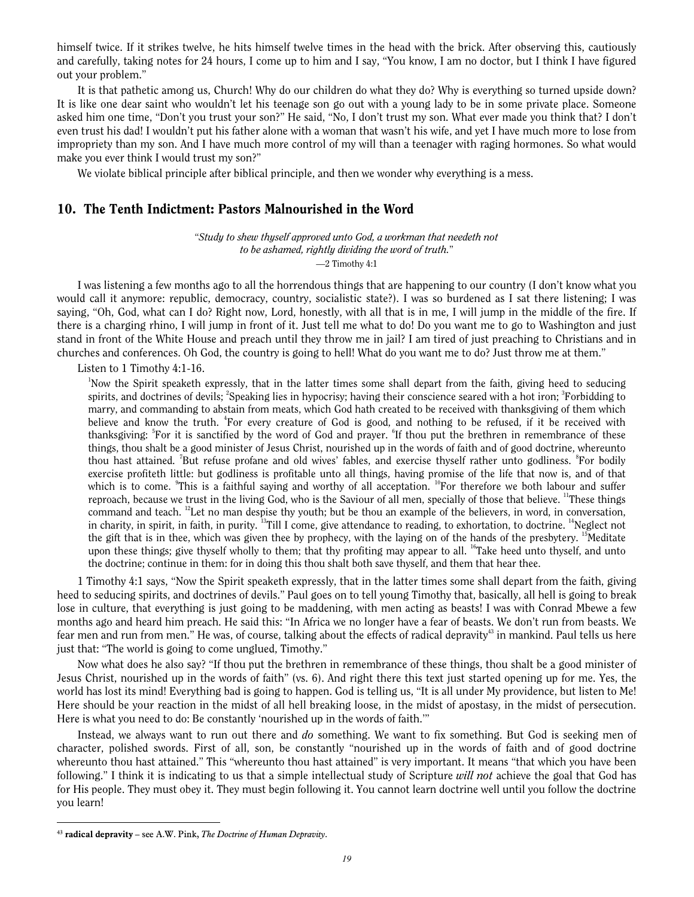himself twice. If it strikes twelve, he hits himself twelve times in the head with the brick. After observing this, cautiously and carefully, taking notes for 24 hours, I come up to him and I say, "You know, I am no doctor, but I think I have figured out your problem."

It is that pathetic among us, Church! Why do our children do what they do? Why is everything so turned upside down? It is like one dear saint who wouldn't let his teenage son go out with a young lady to be in some private place. Someone asked him one time, "Don't you trust your son?" He said, "No, I don't trust my son. What ever made you think that? I don't even trust his dad! I wouldn't put his father alone with a woman that wasn't his wife, and yet I have much more to lose from impropriety than my son. And I have much more control of my will than a teenager with raging hormones. So what would make you ever think I would trust my son?"

We violate biblical principle after biblical principle, and then we wonder why everything is a mess.

## 10. The Tenth Indictment: Pastors Malnourished in the Word

*"Study to shew thyself approved unto God, a workman that needeth not to be ashamed, rightly dividing the word of truth."*
—2 Timothy 4:1

I was listening a few months ago to all the horrendous things that are happening to our country (I don't know what you would call it anymore: republic, democracy, country, socialistic state?). I was so burdened as I sat there listening; I was saying, "Oh, God, what can I do? Right now, Lord, honestly, with all that is in me, I will jump in the middle of the fire. If there is a charging rhino, I will jump in front of it. Just tell me what to do! Do you want me to go to Washington and just stand in front of the White House and preach until they throw me in jail? I am tired of just preaching to Christians and in churches and conferences. Oh God, the country is going to hell! What do you want me to do? Just throw me at them."

Listen to 1 Timothy 4:1-16.

> [1]Now the Spirit speaketh expressly, that in the latter times some shall depart from the faith, giving heed to seducing spirits, and doctrines of devils; [2]Speaking lies in hypocrisy; having their conscience seared with a hot iron; [3]Forbidding to marry, and commanding to abstain from meats, which God hath created to be received with thanksgiving of them which believe and know the truth. [4]For every creature of God is good, and nothing to be refused, if it be received with thanksgiving: [5]For it is sanctified by the word of God and prayer. [6]If thou put the brethren in remembrance of these things, thou shalt be a good minister of Jesus Christ, nourished up in the words of faith and of good doctrine, whereunto thou hast attained. [7]But refuse profane and old wives' fables, and exercise thyself rather unto godliness. [8]For bodily exercise profiteth little: but godliness is profitable unto all things, having promise of the life that now is, and of that which is to come. [9]This is a faithful saying and worthy of all acceptation. [10]For therefore we both labour and suffer reproach, because we trust in the living God, who is the Saviour of all men, specially of those that believe. [11]These things command and teach. [12]Let no man despise thy youth; but be thou an example of the believers, in word, in conversation, in charity, in spirit, in faith, in purity. [13]Till I come, give attendance to reading, to exhortation, to doctrine. [14]Neglect not the gift that is in thee, which was given thee by prophecy, with the laying on of the hands of the presbytery. [15]Meditate upon these things; give thyself wholly to them; that thy profiting may appear to all. [16]Take heed unto thyself, and unto the doctrine; continue in them: for in doing this thou shalt both save thyself, and them that hear thee.

1 Timothy 4:1 says, "Now the Spirit speaketh expressly, that in the latter times some shall depart from the faith, giving heed to seducing spirits, and doctrines of devils." Paul goes on to tell young Timothy that, basically, all hell is going to break lose in culture, that everything is just going to be maddening, with men acting as beasts! I was with Conrad Mbewe a few months ago and heard him preach. He said this: "In Africa we no longer have a fear of beasts. We don't run from beasts. We fear men and run from men." He was, of course, talking about the effects of radical depravity[43] in mankind. Paul tells us here just that: "The world is going to come unglued, Timothy."

Now what does he also say? "If thou put the brethren in remembrance of these things, thou shalt be a good minister of Jesus Christ, nourished up in the words of faith" (vs. 6). And right there this text just started opening up for me. Yes, the world has lost its mind! Everything bad is going to happen. God is telling us, "It is all under My providence, but listen to Me! Here should be your reaction in the midst of all hell breaking loose, in the midst of apostasy, in the midst of persecution. Here is what you need to do: Be constantly 'nourished up in the words of faith.'"

Instead, we always want to run out there and *do* something. We want to fix something. But God is seeking men of character, polished swords. First of all, son, be constantly "nourished up in the words of faith and of good doctrine whereunto thou hast attained." This "whereunto thou hast attained" is very important. It means "that which you have been following." I think it is indicating to us that a simple intellectual study of Scripture ***will not*** achieve the goal that God has for His people. They must obey it. They must begin following it. You cannot learn doctrine well until you follow the doctrine you learn!

---

[43] **radical depravity** – see A.W. Pink, *The Doctrine of Human Depravity*.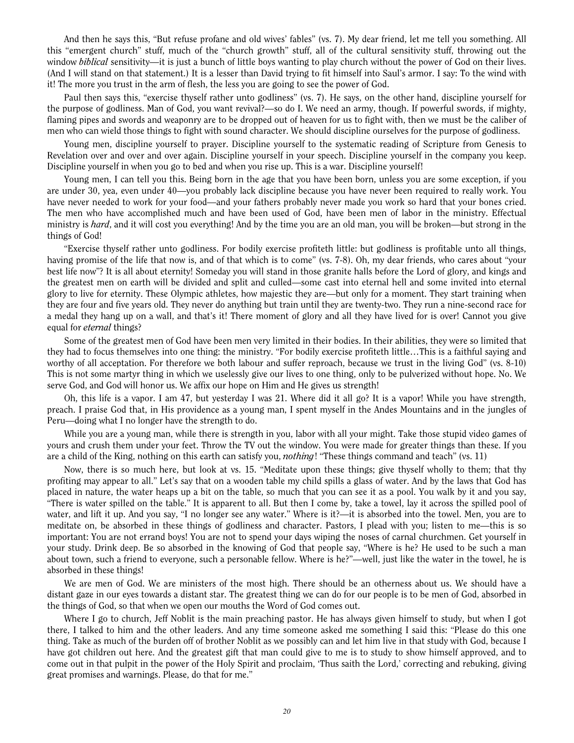And then he says this, "But refuse profane and old wives' fables" (vs. 7). My dear friend, let me tell you something. All this "emergent church" stuff, much of the "church growth" stuff, all of the cultural sensitivity stuff, throwing out the window *biblical* sensitivity—it is just a bunch of little boys wanting to play church without the power of God on their lives. (And I will stand on that statement.) It is a lesser than David trying to fit himself into Saul's armor. I say: To the wind with it! The more you trust in the arm of flesh, the less you are going to see the power of God.

Paul then says this, "exercise thyself rather unto godliness" (vs. 7). He says, on the other hand, discipline yourself for the purpose of godliness. Man of God, you want revival?—so do I. We need an army, though. If powerful swords, if mighty, flaming pipes and swords and weaponry are to be dropped out of heaven for us to fight with, then we must be the caliber of men who can wield those things to fight with sound character. We should discipline ourselves for the purpose of godliness.

Young men, discipline yourself to prayer. Discipline yourself to the systematic reading of Scripture from Genesis to Revelation over and over and over again. Discipline yourself in your speech. Discipline yourself in the company you keep. Discipline yourself in when you go to bed and when you rise up. This is a war. Discipline yourself!

Young men, I can tell you this. Being born in the age that you have been born, unless you are some exception, if you are under 30, yea, even under 40—you probably lack discipline because you have never been required to really work. You have never needed to work for your food—and your fathers probably never made you work so hard that your bones cried. The men who have accomplished much and have been used of God, have been men of labor in the ministry. Effectual ministry is *hard*, and it will cost you everything! And by the time you are an old man, you will be broken—but strong in the things of God!

"Exercise thyself rather unto godliness. For bodily exercise profiteth little: but godliness is profitable unto all things, having promise of the life that now is, and of that which is to come" (vs. 7-8). Oh, my dear friends, who cares about "your best life now"? It is all about eternity! Someday you will stand in those granite halls before the Lord of glory, and kings and the greatest men on earth will be divided and split and culled—some cast into eternal hell and some invited into eternal glory to live for eternity. These Olympic athletes, how majestic they are—but only for a moment. They start training when they are four and five years old. They never do anything but train until they are twenty-two. They run a nine-second race for a medal they hang up on a wall, and that's it! There moment of glory and all they have lived for is over! Cannot you give equal for *eternal* things?

Some of the greatest men of God have been men very limited in their bodies. In their abilities, they were so limited that they had to focus themselves into one thing: the ministry. "For bodily exercise profiteth little…This is a faithful saying and worthy of all acceptation. For therefore we both labour and suffer reproach, because we trust in the living God" (vs. 8-10) This is not some martyr thing in which we uselessly give our lives to one thing, only to be pulverized without hope. No. We serve God, and God will honor us. We affix our hope on Him and He gives us strength!

Oh, this life is a vapor. I am 47, but yesterday I was 21. Where did it all go? It is a vapor! While you have strength, preach. I praise God that, in His providence as a young man, I spent myself in the Andes Mountains and in the jungles of Peru—doing what I no longer have the strength to do.

While you are a young man, while there is strength in you, labor with all your might. Take those stupid video games of yours and crush them under your feet. Throw the TV out the window. You were made for greater things than these. If you are a child of the King, nothing on this earth can satisfy you, ***nothing***! "These things command and teach" (vs. 11)

Now, there is so much here, but look at vs. 15. "Meditate upon these things; give thyself wholly to them; that thy profiting may appear to all." Let's say that on a wooden table my child spills a glass of water. And by the laws that God has placed in nature, the water heaps up a bit on the table, so much that you can see it as a pool. You walk by it and you say, "There is water spilled on the table." It is apparent to all. But then I come by, take a towel, lay it across the spilled pool of water, and lift it up. And you say, "I no longer see any water." Where is it?—it is absorbed into the towel. Men, you are to meditate on, be absorbed in these things of godliness and character. Pastors, I plead with you; listen to me—this is so important: You are not errand boys! You are not to spend your days wiping the noses of carnal churchmen. Get yourself in your study. Drink deep. Be so absorbed in the knowing of God that people say, "Where is he? He used to be such a man about town, such a friend to everyone, such a personable fellow. Where is he?"—well, just like the water in the towel, he is absorbed in these things!

We are men of God. We are ministers of the most high. There should be an otherness about us. We should have a distant gaze in our eyes towards a distant star. The greatest thing we can do for our people is to be men of God, absorbed in the things of God, so that when we open our mouths the Word of God comes out.

Where I go to church, Jeff Noblit is the main preaching pastor. He has always given himself to study, but when I got there, I talked to him and the other leaders. And any time someone asked me something I said this: "Please do this one thing. Take as much of the burden off of brother Noblit as we possibly can and let him live in that study with God, because I have got children out here. And the greatest gift that man could give to me is to study to show himself approved, and to come out in that pulpit in the power of the Holy Spirit and proclaim, 'Thus saith the Lord,' correcting and rebuking, giving great promises and warnings. Please, do that for me."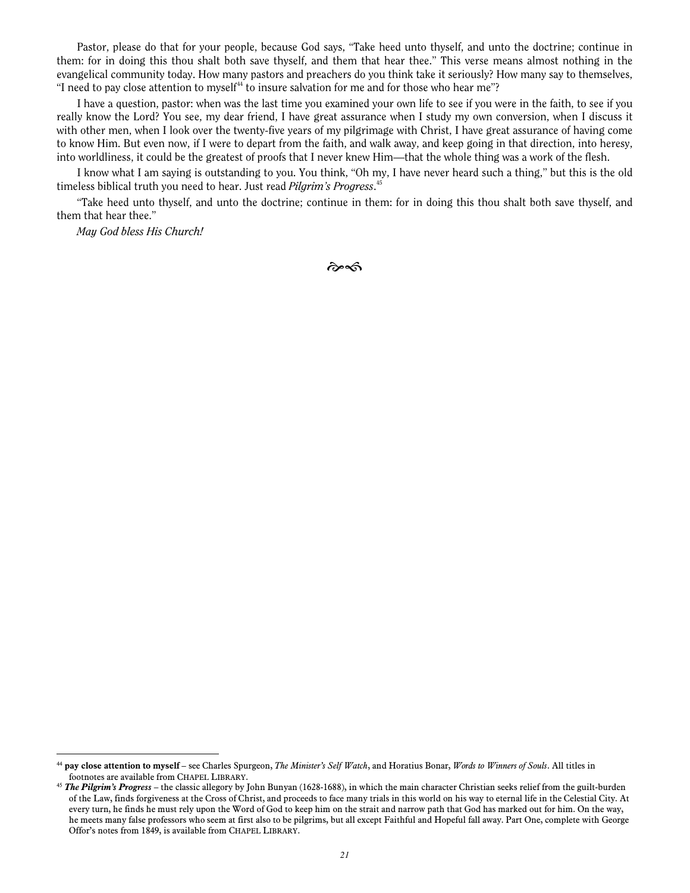Pastor, please do that for your people, because God says, "Take heed unto thyself, and unto the doctrine; continue in them: for in doing this thou shalt both save thyself, and them that hear thee." This verse means almost nothing in the evangelical community today. How many pastors and preachers do you think take it seriously? How many say to themselves, "I need to pay close attention to myself[44] to insure salvation for me and for those who hear me"?

I have a question, pastor: when was the last time you examined your own life to see if you were in the faith, to see if you really know the Lord? You see, my dear friend, I have great assurance when I study my own conversion, when I discuss it with other men, when I look over the twenty-five years of my pilgrimage with Christ, I have great assurance of having come to know Him. But even now, if I were to depart from the faith, and walk away, and keep going in that direction, into heresy, into worldliness, it could be the greatest of proofs that I never knew Him—that the whole thing was a work of the flesh.

I know what I am saying is outstanding to you. You think, "Oh my, I have never heard such a thing," but this is the old timeless biblical truth you need to hear. Just read *Pilgrim's Progress*.[45]

"Take heed unto thyself, and unto the doctrine; continue in them: for in doing this thou shalt both save thyself, and them that hear thee."

*May God bless His Church!*

---

[44] **pay close attention to myself** – see Charles Spurgeon, *The Minister's Self Watch*, and Horatius Bonar, *Words to Winners of Souls*. All titles in footnotes are available from CHAPEL LIBRARY.

[45] ***The Pilgrim's Progress*** – the classic allegory by John Bunyan (1628-1688), in which the main character Christian seeks relief from the guilt-burden of the Law, finds forgiveness at the Cross of Christ, and proceeds to face many trials in this world on his way to eternal life in the Celestial City. At every turn, he finds he must rely upon the Word of God to keep him on the strait and narrow path that God has marked out for him. On the way, he meets many false professors who seem at first also to be pilgrims, but all except Faithful and Hopeful fall away. Part One, complete with George Offor's notes from 1849, is available from CHAPEL LIBRARY.